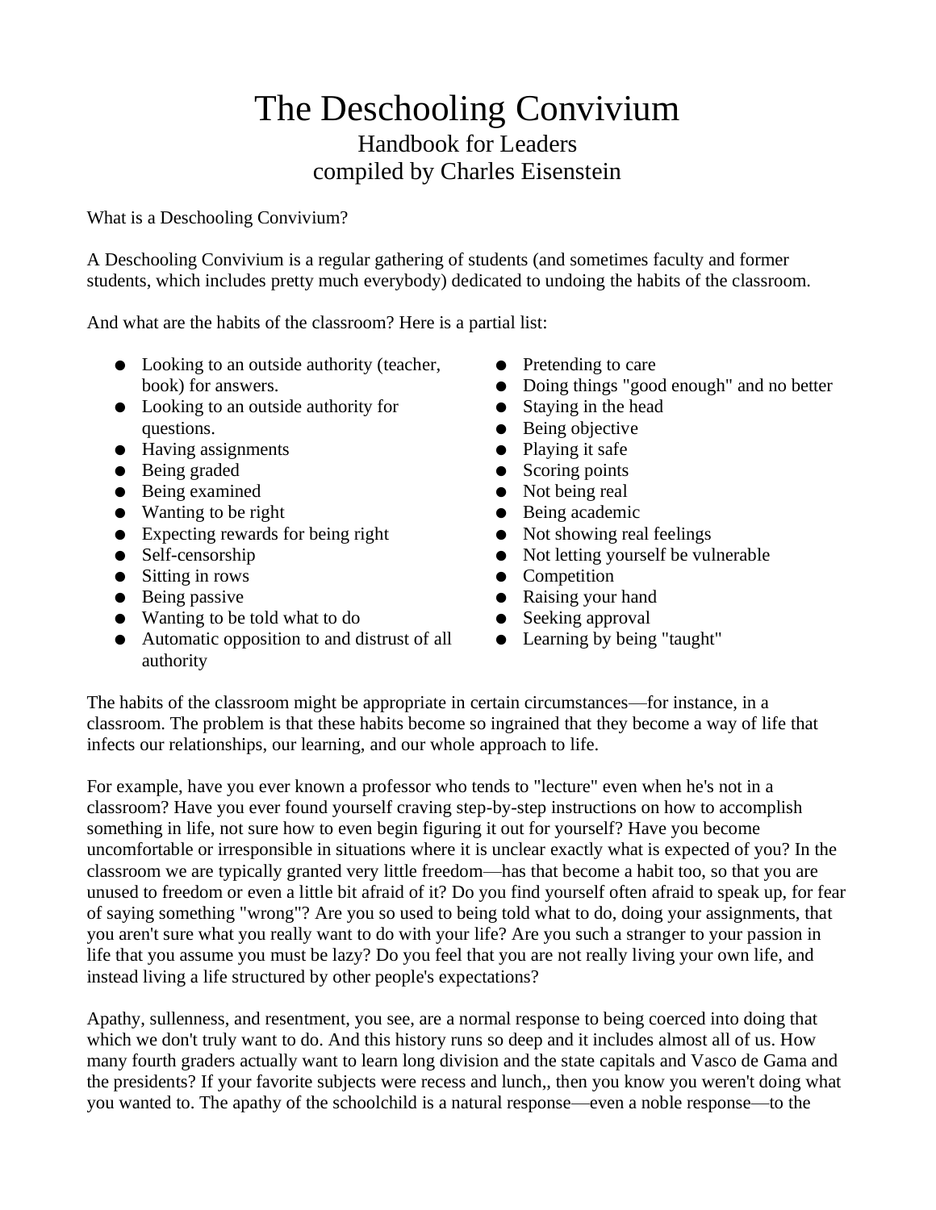# The Deschooling Convivium

## Handbook for Leaders
## compiled by Charles Eisenstein

What is a Deschooling Convivium?

A Deschooling Convivium is a regular gathering of students (and sometimes faculty and former students, which includes pretty much everybody) dedicated to undoing the habits of the classroom.

And what are the habits of the classroom? Here is a partial list:

- Looking to an outside authority (teacher, book) for answers.
- Looking to an outside authority for questions.
- Having assignments
- Being graded
- Being examined
- Wanting to be right
- Expecting rewards for being right
- Self-censorship
- Sitting in rows
- Being passive
- Wanting to be told what to do
- Automatic opposition to and distrust of all authority
- Pretending to care
- Doing things "good enough" and no better
- Staying in the head
- Being objective
- Playing it safe
- Scoring points
- Not being real
- Being academic
- Not showing real feelings
- Not letting yourself be vulnerable
- Competition
- Raising your hand
- Seeking approval
- Learning by being "taught"

The habits of the classroom might be appropriate in certain circumstances—for instance, in a classroom. The problem is that these habits become so ingrained that they become a way of life that infects our relationships, our learning, and our whole approach to life.

For example, have you ever known a professor who tends to "lecture" even when he's not in a classroom? Have you ever found yourself craving step-by-step instructions on how to accomplish something in life, not sure how to even begin figuring it out for yourself? Have you become uncomfortable or irresponsible in situations where it is unclear exactly what is expected of you? In the classroom we are typically granted very little freedom—has that become a habit too, so that you are unused to freedom or even a little bit afraid of it? Do you find yourself often afraid to speak up, for fear of saying something "wrong"? Are you so used to being told what to do, doing your assignments, that you aren't sure what you really want to do with your life? Are you such a stranger to your passion in life that you assume you must be lazy? Do you feel that you are not really living your own life, and instead living a life structured by other people's expectations?

Apathy, sullenness, and resentment, you see, are a normal response to being coerced into doing that which we don't truly want to do. And this history runs so deep and it includes almost all of us. How many fourth graders actually want to learn long division and the state capitals and Vasco de Gama and the presidents? If your favorite subjects were recess and lunch,, then you know you weren't doing what you wanted to. The apathy of the schoolchild is a natural response—even a noble response—to the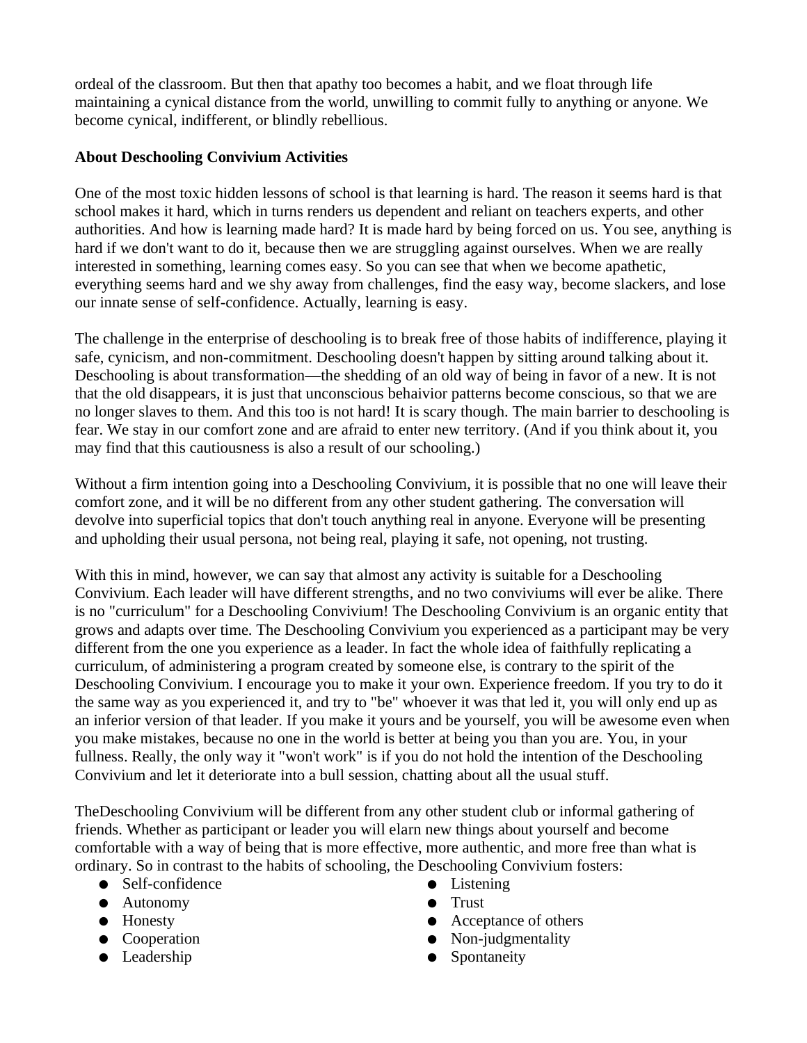ordeal of the classroom. But then that apathy too becomes a habit, and we float through life maintaining a cynical distance from the world, unwilling to commit fully to anything or anyone. We become cynical, indifferent, or blindly rebellious.

**About Deschooling Convivium Activities**

One of the most toxic hidden lessons of school is that learning is hard. The reason it seems hard is that school makes it hard, which in turns renders us dependent and reliant on teachers experts, and other authorities. And how is learning made hard? It is made hard by being forced on us. You see, anything is hard if we don't want to do it, because then we are struggling against ourselves. When we are really interested in something, learning comes easy. So you can see that when we become apathetic, everything seems hard and we shy away from challenges, find the easy way, become slackers, and lose our innate sense of self-confidence. Actually, learning is easy.

The challenge in the enterprise of deschooling is to break free of those habits of indifference, playing it safe, cynicism, and non-commitment. Deschooling doesn't happen by sitting around talking about it. Deschooling is about transformation—the shedding of an old way of being in favor of a new. It is not that the old disappears, it is just that unconscious behaivior patterns become conscious, so that we are no longer slaves to them. And this too is not hard! It is scary though. The main barrier to deschooling is fear. We stay in our comfort zone and are afraid to enter new territory. (And if you think about it, you may find that this cautiousness is also a result of our schooling.)

Without a firm intention going into a Deschooling Convivium, it is possible that no one will leave their comfort zone, and it will be no different from any other student gathering. The conversation will devolve into superficial topics that don't touch anything real in anyone. Everyone will be presenting and upholding their usual persona, not being real, playing it safe, not opening, not trusting.

With this in mind, however, we can say that almost any activity is suitable for a Deschooling Convivium. Each leader will have different strengths, and no two conviviums will ever be alike. There is no "curriculum" for a Deschooling Convivium! The Deschooling Convivium is an organic entity that grows and adapts over time. The Deschooling Convivium you experienced as a participant may be very different from the one you experience as a leader. In fact the whole idea of faithfully replicating a curriculum, of administering a program created by someone else, is contrary to the spirit of the Deschooling Convivium. I encourage you to make it your own. Experience freedom. If you try to do it the same way as you experienced it, and try to "be" whoever it was that led it, you will only end up as an inferior version of that leader. If you make it yours and be yourself, you will be awesome even when you make mistakes, because no one in the world is better at being you than you are. You, in your fullness. Really, the only way it "won't work" is if you do not hold the intention of the Deschooling Convivium and let it deteriorate into a bull session, chatting about all the usual stuff.

TheDeschooling Convivium will be different from any other student club or informal gathering of friends. Whether as participant or leader you will elarn new things about yourself and become comfortable with a way of being that is more effective, more authentic, and more free than what is ordinary. So in contrast to the habits of schooling, the Deschooling Convivium fosters:

- Self-confidence
- Autonomy
- Honesty
- Cooperation
- Leadership
- Listening
- Trust
- Acceptance of others
- Non-judgmentality
- Spontaneity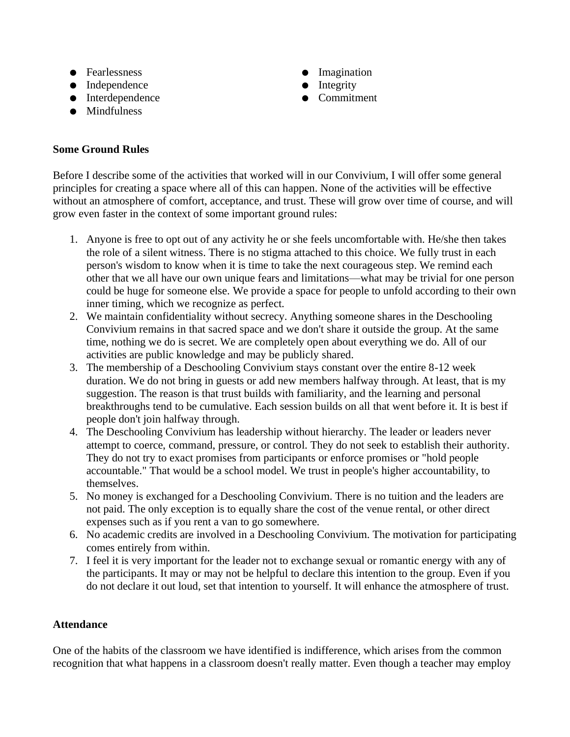- Fearlessness
- Independence
- Interdependence
- Mindfulness
- Imagination
- Integrity
- Commitment

**Some Ground Rules**

Before I describe some of the activities that worked will in our Convivium, I will offer some general principles for creating a space where all of this can happen. None of the activities will be effective without an atmosphere of comfort, acceptance, and trust. These will grow over time of course, and will grow even faster in the context of some important ground rules:

1. Anyone is free to opt out of any activity he or she feels uncomfortable with. He/she then takes the role of a silent witness. There is no stigma attached to this choice. We fully trust in each person's wisdom to know when it is time to take the next courageous step. We remind each other that we all have our own unique fears and limitations—what may be trivial for one person could be huge for someone else. We provide a space for people to unfold according to their own inner timing, which we recognize as perfect.
2. We maintain confidentiality without secrecy. Anything someone shares in the Deschooling Convivium remains in that sacred space and we don't share it outside the group. At the same time, nothing we do is secret. We are completely open about everything we do. All of our activities are public knowledge and may be publicly shared.
3. The membership of a Deschooling Convivium stays constant over the entire 8-12 week duration. We do not bring in guests or add new members halfway through. At least, that is my suggestion. The reason is that trust builds with familiarity, and the learning and personal breakthroughs tend to be cumulative. Each session builds on all that went before it. It is best if people don't join halfway through.
4. The Deschooling Convivium has leadership without hierarchy. The leader or leaders never attempt to coerce, command, pressure, or control. They do not seek to establish their authority. They do not try to exact promises from participants or enforce promises or "hold people accountable." That would be a school model. We trust in people's higher accountability, to themselves.
5. No money is exchanged for a Deschooling Convivium. There is no tuition and the leaders are not paid. The only exception is to equally share the cost of the venue rental, or other direct expenses such as if you rent a van to go somewhere.
6. No academic credits are involved in a Deschooling Convivium. The motivation for participating comes entirely from within.
7. I feel it is very important for the leader not to exchange sexual or romantic energy with any of the participants. It may or may not be helpful to declare this intention to the group. Even if you do not declare it out loud, set that intention to yourself. It will enhance the atmosphere of trust.

**Attendance**

One of the habits of the classroom we have identified is indifference, which arises from the common recognition that what happens in a classroom doesn't really matter. Even though a teacher may employ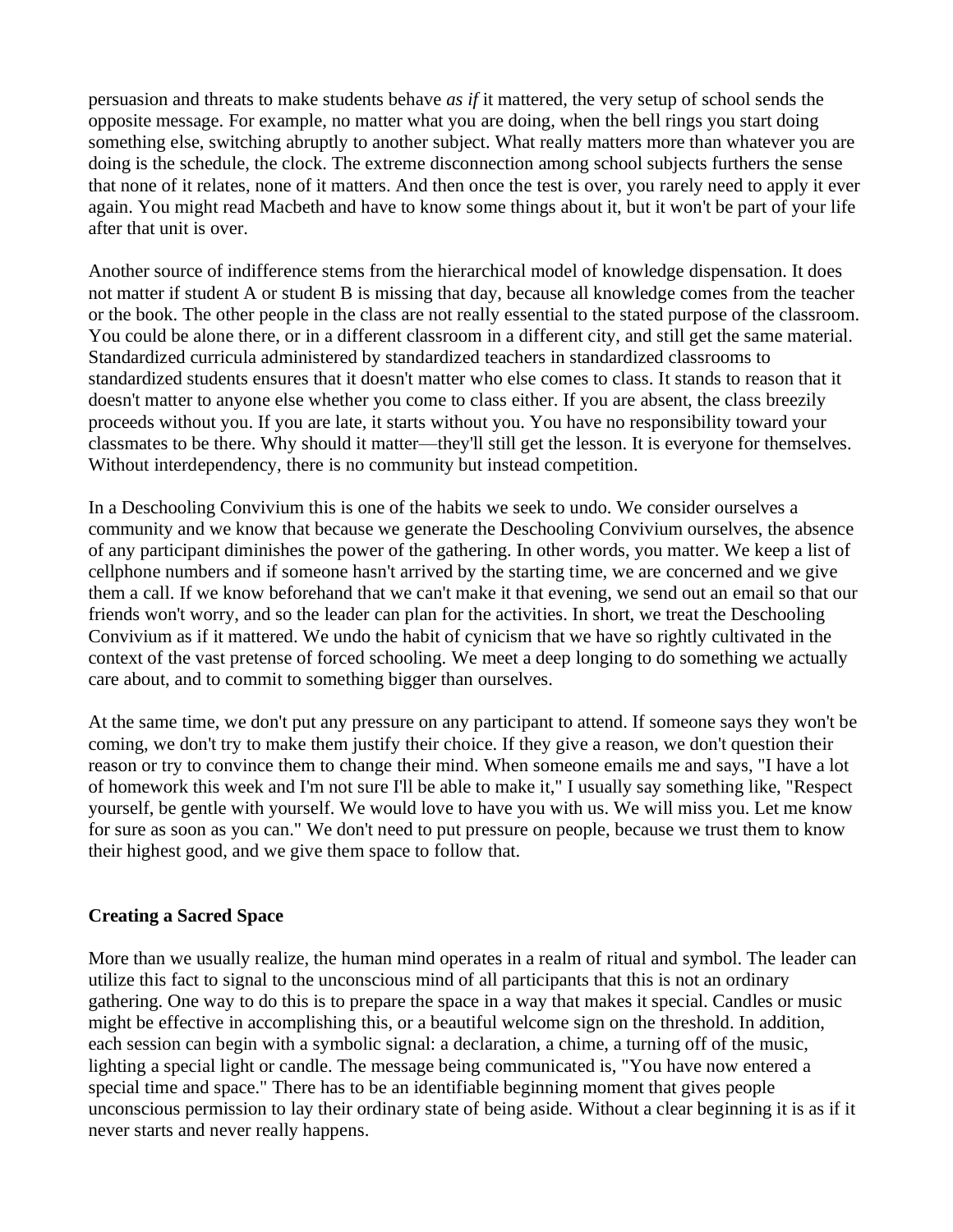persuasion and threats to make students behave *as if* it mattered, the very setup of school sends the opposite message. For example, no matter what you are doing, when the bell rings you start doing something else, switching abruptly to another subject. What really matters more than whatever you are doing is the schedule, the clock. The extreme disconnection among school subjects furthers the sense that none of it relates, none of it matters. And then once the test is over, you rarely need to apply it ever again. You might read Macbeth and have to know some things about it, but it won't be part of your life after that unit is over.

Another source of indifference stems from the hierarchical model of knowledge dispensation. It does not matter if student A or student B is missing that day, because all knowledge comes from the teacher or the book. The other people in the class are not really essential to the stated purpose of the classroom. You could be alone there, or in a different classroom in a different city, and still get the same material. Standardized curricula administered by standardized teachers in standardized classrooms to standardized students ensures that it doesn't matter who else comes to class. It stands to reason that it doesn't matter to anyone else whether you come to class either. If you are absent, the class breezily proceeds without you. If you are late, it starts without you. You have no responsibility toward your classmates to be there. Why should it matter—they'll still get the lesson. It is everyone for themselves. Without interdependency, there is no community but instead competition.

In a Deschooling Convivium this is one of the habits we seek to undo. We consider ourselves a community and we know that because we generate the Deschooling Convivium ourselves, the absence of any participant diminishes the power of the gathering. In other words, you matter. We keep a list of cellphone numbers and if someone hasn't arrived by the starting time, we are concerned and we give them a call. If we know beforehand that we can't make it that evening, we send out an email so that our friends won't worry, and so the leader can plan for the activities. In short, we treat the Deschooling Convivium as if it mattered. We undo the habit of cynicism that we have so rightly cultivated in the context of the vast pretense of forced schooling. We meet a deep longing to do something we actually care about, and to commit to something bigger than ourselves.

At the same time, we don't put any pressure on any participant to attend. If someone says they won't be coming, we don't try to make them justify their choice. If they give a reason, we don't question their reason or try to convince them to change their mind. When someone emails me and says, "I have a lot of homework this week and I'm not sure I'll be able to make it," I usually say something like, "Respect yourself, be gentle with yourself. We would love to have you with us. We will miss you. Let me know for sure as soon as you can." We don't need to put pressure on people, because we trust them to know their highest good, and we give them space to follow that.

### Creating a Sacred Space

More than we usually realize, the human mind operates in a realm of ritual and symbol. The leader can utilize this fact to signal to the unconscious mind of all participants that this is not an ordinary gathering. One way to do this is to prepare the space in a way that makes it special. Candles or music might be effective in accomplishing this, or a beautiful welcome sign on the threshold. In addition, each session can begin with a symbolic signal: a declaration, a chime, a turning off of the music, lighting a special light or candle. The message being communicated is, "You have now entered a special time and space." There has to be an identifiable beginning moment that gives people unconscious permission to lay their ordinary state of being aside. Without a clear beginning it is as if it never starts and never really happens.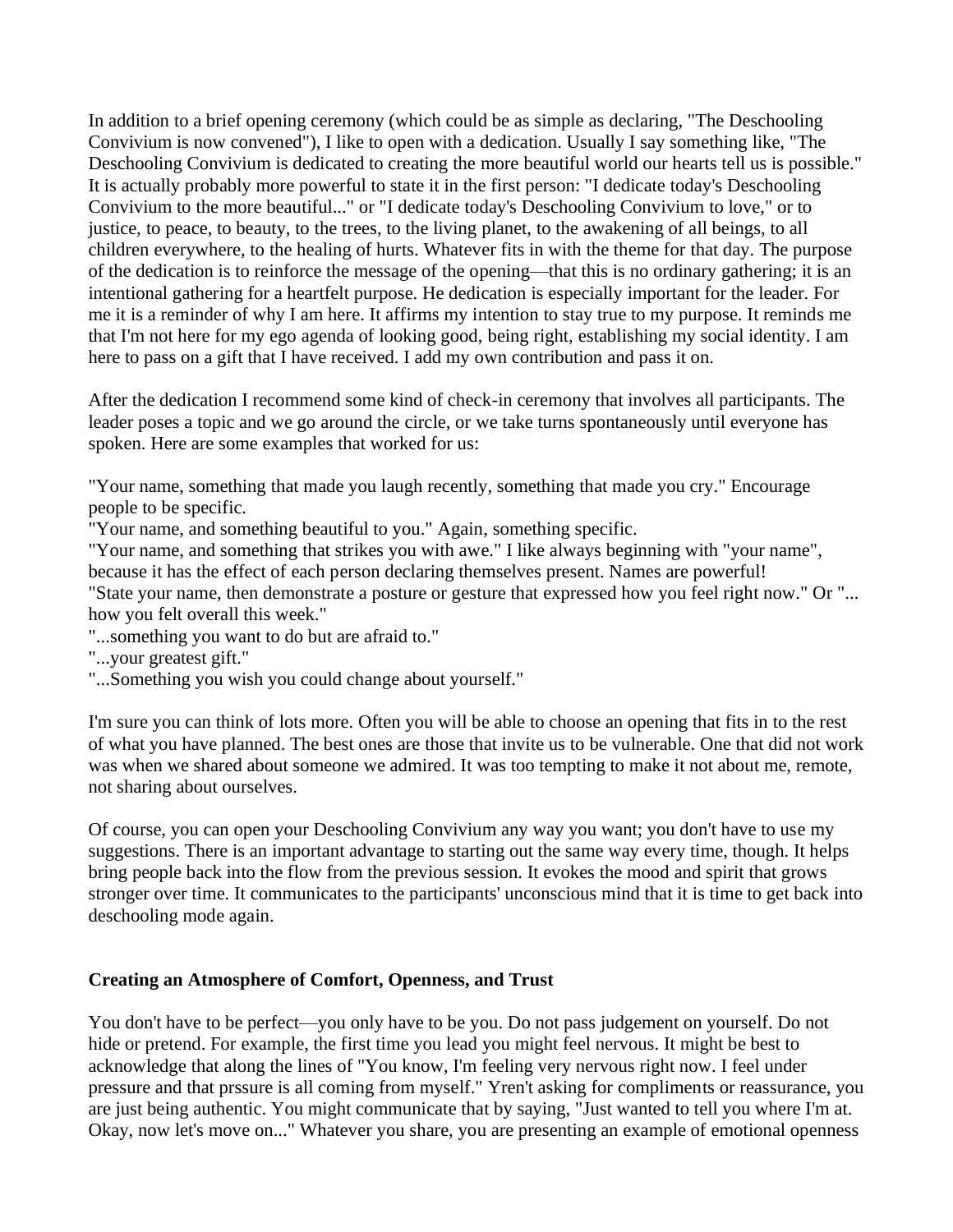In addition to a brief opening ceremony (which could be as simple as declaring, "The Deschooling Convivium is now convened"), I like to open with a dedication. Usually I say something like, "The Deschooling Convivium is dedicated to creating the more beautiful world our hearts tell us is possible." It is actually probably more powerful to state it in the first person: "I dedicate today's Deschooling Convivium to the more beautiful..." or "I dedicate today's Deschooling Convivium to love," or to justice, to peace, to beauty, to the trees, to the living planet, to the awakening of all beings, to all children everywhere, to the healing of hurts. Whatever fits in with the theme for that day. The purpose of the dedication is to reinforce the message of the opening—that this is no ordinary gathering; it is an intentional gathering for a heartfelt purpose. He dedication is especially important for the leader. For me it is a reminder of why I am here. It affirms my intention to stay true to my purpose. It reminds me that I'm not here for my ego agenda of looking good, being right, establishing my social identity. I am here to pass on a gift that I have received. I add my own contribution and pass it on.

After the dedication I recommend some kind of check-in ceremony that involves all participants. The leader poses a topic and we go around the circle, or we take turns spontaneously until everyone has spoken. Here are some examples that worked for us:

"Your name, something that made you laugh recently, something that made you cry." Encourage people to be specific.
"Your name, and something beautiful to you." Again, something specific.
"Your name, and something that strikes you with awe." I like always beginning with "your name", because it has the effect of each person declaring themselves present. Names are powerful!
"State your name, then demonstrate a posture or gesture that expressed how you feel right now." Or "... how you felt overall this week."
"...something you want to do but are afraid to."
"...your greatest gift."
"...Something you wish you could change about yourself."

I'm sure you can think of lots more. Often you will be able to choose an opening that fits in to the rest of what you have planned. The best ones are those that invite us to be vulnerable. One that did not work was when we shared about someone we admired. It was too tempting to make it not about me, remote, not sharing about ourselves.

Of course, you can open your Deschooling Convivium any way you want; you don't have to use my suggestions. There is an important advantage to starting out the same way every time, though. It helps bring people back into the flow from the previous session. It evokes the mood and spirit that grows stronger over time. It communicates to the participants' unconscious mind that it is time to get back into deschooling mode again.

### Creating an Atmosphere of Comfort, Openness, and Trust

You don't have to be perfect—you only have to be you. Do not pass judgement on yourself. Do not hide or pretend. For example, the first time you lead you might feel nervous. It might be best to acknowledge that along the lines of "You know, I'm feeling very nervous right now. I feel under pressure and that prssure is all coming from myself." Yren't asking for compliments or reassurance, you are just being authentic. You might communicate that by saying, "Just wanted to tell you where I'm at. Okay, now let's move on..." Whatever you share, you are presenting an example of emotional openness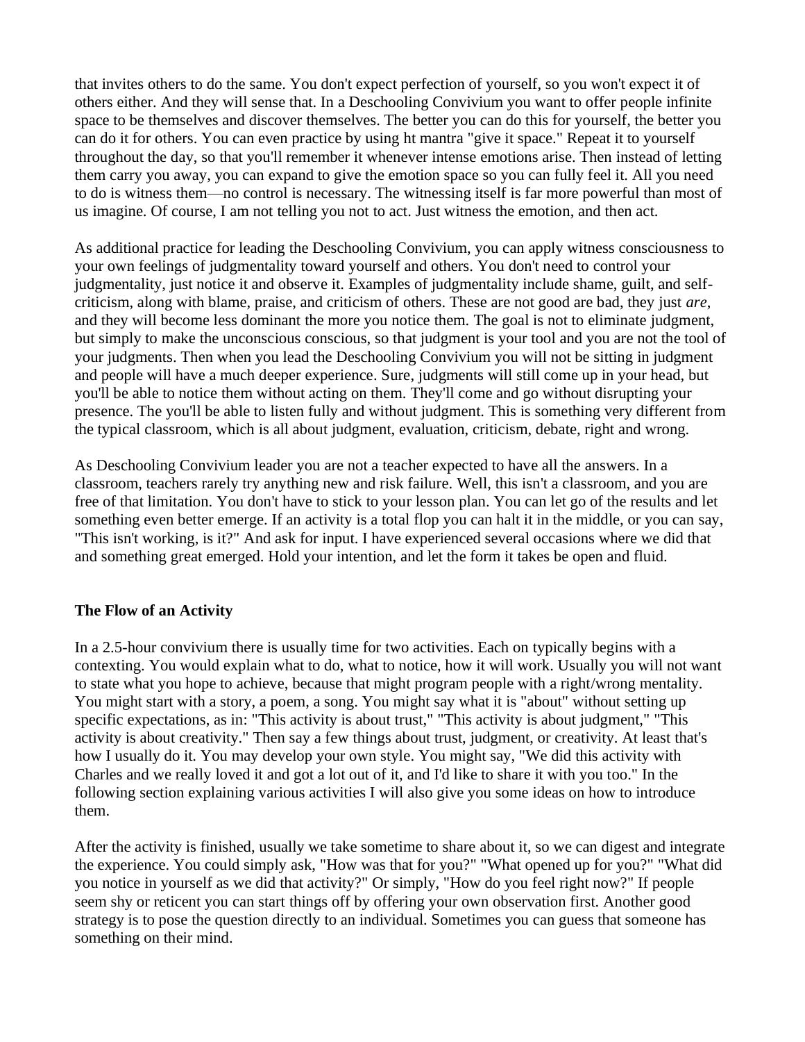that invites others to do the same. You don't expect perfection of yourself, so you won't expect it of others either. And they will sense that. In a Deschooling Convivium you want to offer people infinite space to be themselves and discover themselves. The better you can do this for yourself, the better you can do it for others. You can even practice by using ht mantra "give it space." Repeat it to yourself throughout the day, so that you'll remember it whenever intense emotions arise. Then instead of letting them carry you away, you can expand to give the emotion space so you can fully feel it. All you need to do is witness them—no control is necessary. The witnessing itself is far more powerful than most of us imagine. Of course, I am not telling you not to act. Just witness the emotion, and then act.

As additional practice for leading the Deschooling Convivium, you can apply witness consciousness to your own feelings of judgmentality toward yourself and others. You don't need to control your judgmentality, just notice it and observe it. Examples of judgmentality include shame, guilt, and self-criticism, along with blame, praise, and criticism of others. These are not good are bad, they just *are*, and they will become less dominant the more you notice them. The goal is not to eliminate judgment, but simply to make the unconscious conscious, so that judgment is your tool and you are not the tool of your judgments. Then when you lead the Deschooling Convivium you will not be sitting in judgment and people will have a much deeper experience. Sure, judgments will still come up in your head, but you'll be able to notice them without acting on them. They'll come and go without disrupting your presence. The you'll be able to listen fully and without judgment. This is something very different from the typical classroom, which is all about judgment, evaluation, criticism, debate, right and wrong.

As Deschooling Convivium leader you are not a teacher expected to have all the answers. In a classroom, teachers rarely try anything new and risk failure. Well, this isn't a classroom, and you are free of that limitation. You don't have to stick to your lesson plan. You can let go of the results and let something even better emerge. If an activity is a total flop you can halt it in the middle, or you can say, "This isn't working, is it?" And ask for input. I have experienced several occasions where we did that and something great emerged. Hold your intention, and let the form it takes be open and fluid.

**The Flow of an Activity**

In a 2.5-hour convivium there is usually time for two activities. Each on typically begins with a contexting. You would explain what to do, what to notice, how it will work. Usually you will not want to state what you hope to achieve, because that might program people with a right/wrong mentality. You might start with a story, a poem, a song. You might say what it is "about" without setting up specific expectations, as in: "This activity is about trust," "This activity is about judgment," "This activity is about creativity." Then say a few things about trust, judgment, or creativity. At least that's how I usually do it. You may develop your own style. You might say, "We did this activity with Charles and we really loved it and got a lot out of it, and I'd like to share it with you too." In the following section explaining various activities I will also give you some ideas on how to introduce them.

After the activity is finished, usually we take sometime to share about it, so we can digest and integrate the experience. You could simply ask, "How was that for you?" "What opened up for you?" "What did you notice in yourself as we did that activity?" Or simply, "How do you feel right now?" If people seem shy or reticent you can start things off by offering your own observation first. Another good strategy is to pose the question directly to an individual. Sometimes you can guess that someone has something on their mind.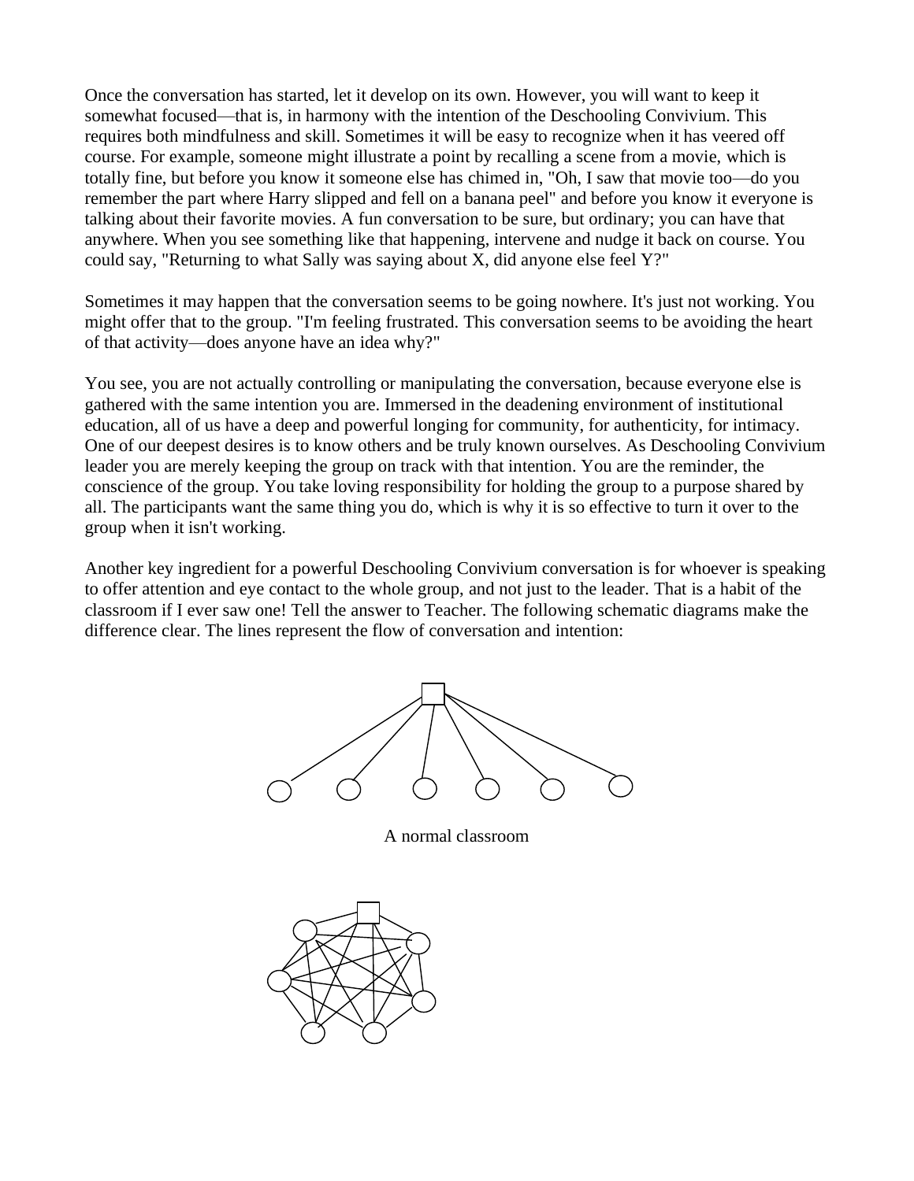Once the conversation has started, let it develop on its own. However, you will want to keep it somewhat focused—that is, in harmony with the intention of the Deschooling Convivium. This requires both mindfulness and skill. Sometimes it will be easy to recognize when it has veered off course. For example, someone might illustrate a point by recalling a scene from a movie, which is totally fine, but before you know it someone else has chimed in, "Oh, I saw that movie too—do you remember the part where Harry slipped and fell on a banana peel" and before you know it everyone is talking about their favorite movies. A fun conversation to be sure, but ordinary; you can have that anywhere. When you see something like that happening, intervene and nudge it back on course. You could say, "Returning to what Sally was saying about X, did anyone else feel Y?"

Sometimes it may happen that the conversation seems to be going nowhere. It's just not working. You might offer that to the group. "I'm feeling frustrated. This conversation seems to be avoiding the heart of that activity—does anyone have an idea why?"

You see, you are not actually controlling or manipulating the conversation, because everyone else is gathered with the same intention you are. Immersed in the deadening environment of institutional education, all of us have a deep and powerful longing for community, for authenticity, for intimacy. One of our deepest desires is to know others and be truly known ourselves. As Deschooling Convivium leader you are merely keeping the group on track with that intention. You are the reminder, the conscience of the group. You take loving responsibility for holding the group to a purpose shared by all. The participants want the same thing you do, which is why it is so effective to turn it over to the group when it isn't working.

Another key ingredient for a powerful Deschooling Convivium conversation is for whoever is speaking to offer attention and eye contact to the whole group, and not just to the leader. That is a habit of the classroom if I ever saw one! Tell the answer to Teacher. The following schematic diagrams make the difference clear. The lines represent the flow of conversation and intention:

A normal classroom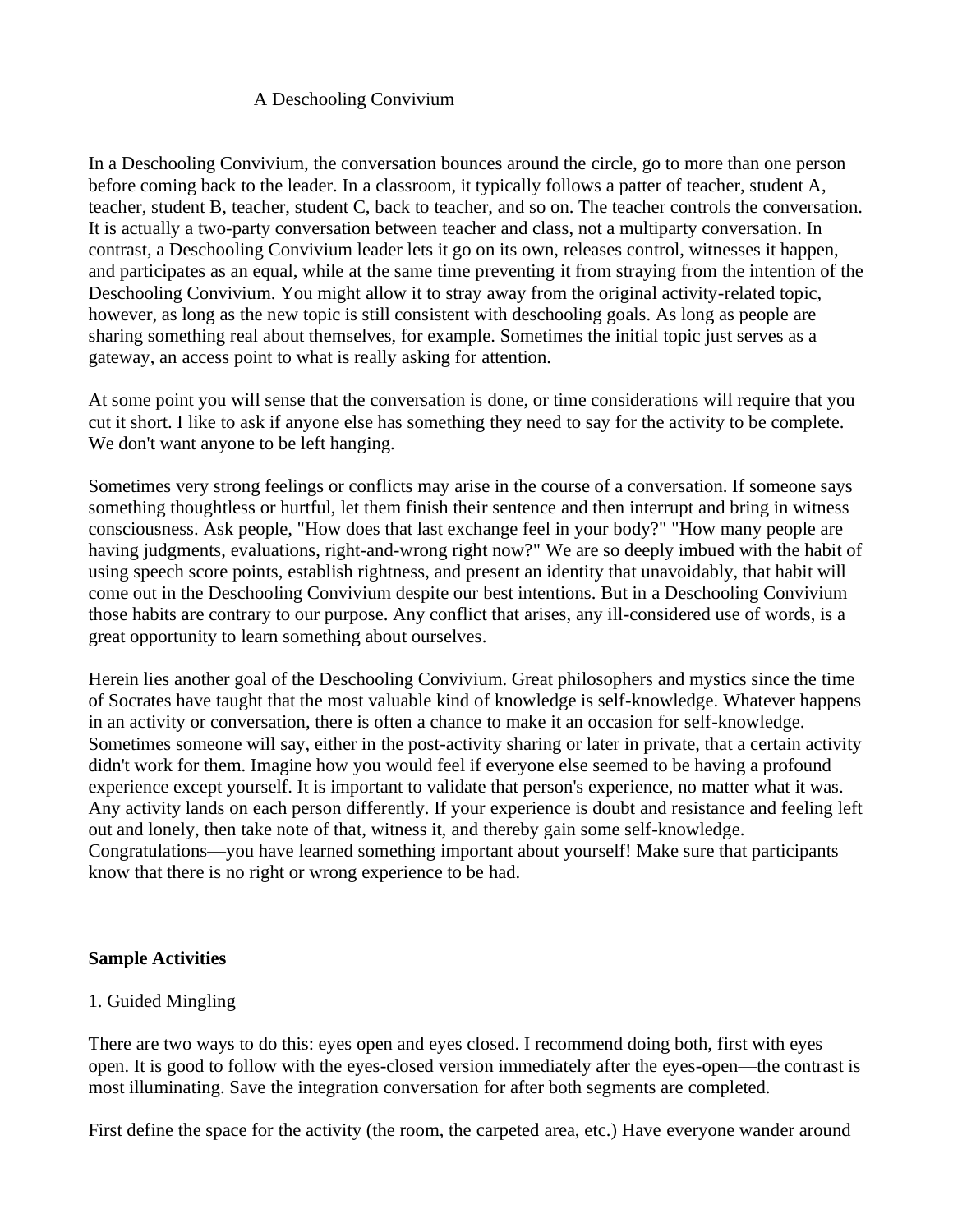# A Deschooling Convivium

In a Deschooling Convivium, the conversation bounces around the circle, go to more than one person before coming back to the leader. In a classroom, it typically follows a patter of teacher, student A, teacher, student B, teacher, student C, back to teacher, and so on. The teacher controls the conversation. It is actually a two-party conversation between teacher and class, not a multiparty conversation. In contrast, a Deschooling Convivium leader lets it go on its own, releases control, witnesses it happen, and participates as an equal, while at the same time preventing it from straying from the intention of the Deschooling Convivium. You might allow it to stray away from the original activity-related topic, however, as long as the new topic is still consistent with deschooling goals. As long as people are sharing something real about themselves, for example. Sometimes the initial topic just serves as a gateway, an access point to what is really asking for attention.

At some point you will sense that the conversation is done, or time considerations will require that you cut it short. I like to ask if anyone else has something they need to say for the activity to be complete. We don't want anyone to be left hanging.

Sometimes very strong feelings or conflicts may arise in the course of a conversation. If someone says something thoughtless or hurtful, let them finish their sentence and then interrupt and bring in witness consciousness. Ask people, "How does that last exchange feel in your body?" "How many people are having judgments, evaluations, right-and-wrong right now?" We are so deeply imbued with the habit of using speech score points, establish rightness, and present an identity that unavoidably, that habit will come out in the Deschooling Convivium despite our best intentions. But in a Deschooling Convivium those habits are contrary to our purpose. Any conflict that arises, any ill-considered use of words, is a great opportunity to learn something about ourselves.

Herein lies another goal of the Deschooling Convivium. Great philosophers and mystics since the time of Socrates have taught that the most valuable kind of knowledge is self-knowledge. Whatever happens in an activity or conversation, there is often a chance to make it an occasion for self-knowledge. Sometimes someone will say, either in the post-activity sharing or later in private, that a certain activity didn't work for them. Imagine how you would feel if everyone else seemed to be having a profound experience except yourself. It is important to validate that person's experience, no matter what it was. Any activity lands on each person differently. If your experience is doubt and resistance and feeling left out and lonely, then take note of that, witness it, and thereby gain some self-knowledge. Congratulations—you have learned something important about yourself! Make sure that participants know that there is no right or wrong experience to be had.

**Sample Activities**

1. Guided Mingling

There are two ways to do this: eyes open and eyes closed. I recommend doing both, first with eyes open. It is good to follow with the eyes-closed version immediately after the eyes-open—the contrast is most illuminating. Save the integration conversation for after both segments are completed.

First define the space for the activity (the room, the carpeted area, etc.) Have everyone wander around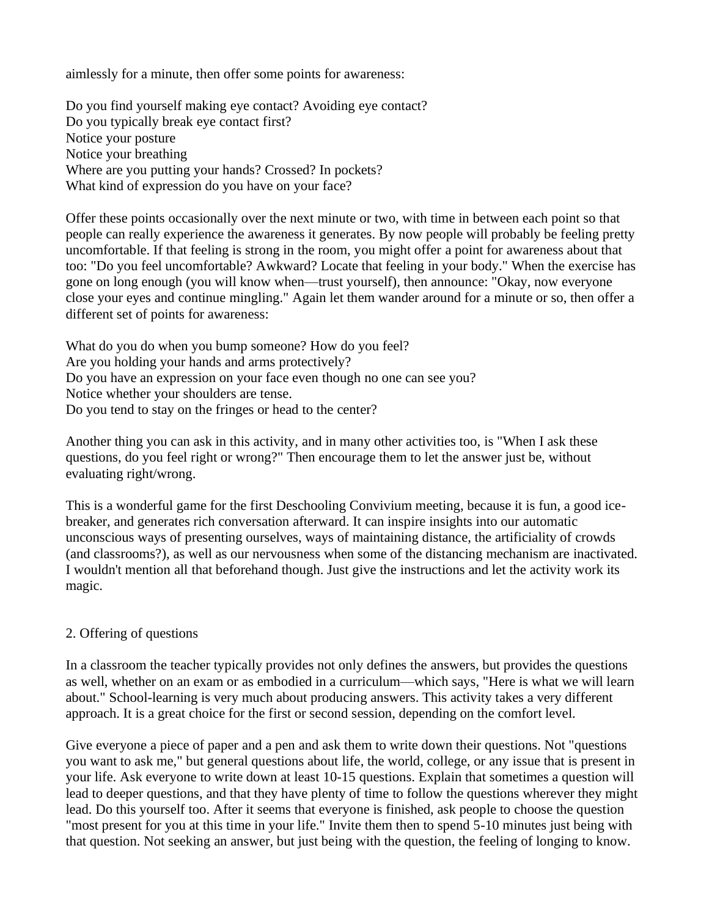aimlessly for a minute, then offer some points for awareness:

Do you find yourself making eye contact? Avoiding eye contact?
Do you typically break eye contact first?
Notice your posture
Notice your breathing
Where are you putting your hands? Crossed? In pockets?
What kind of expression do you have on your face?

Offer these points occasionally over the next minute or two, with time in between each point so that people can really experience the awareness it generates. By now people will probably be feeling pretty uncomfortable. If that feeling is strong in the room, you might offer a point for awareness about that too: "Do you feel uncomfortable? Awkward? Locate that feeling in your body." When the exercise has gone on long enough (you will know when—trust yourself), then announce: "Okay, now everyone close your eyes and continue mingling." Again let them wander around for a minute or so, then offer a different set of points for awareness:

What do you do when you bump someone? How do you feel?
Are you holding your hands and arms protectively?
Do you have an expression on your face even though no one can see you?
Notice whether your shoulders are tense.
Do you tend to stay on the fringes or head to the center?

Another thing you can ask in this activity, and in many other activities too, is "When I ask these questions, do you feel right or wrong?" Then encourage them to let the answer just be, without evaluating right/wrong.

This is a wonderful game for the first Deschooling Convivium meeting, because it is fun, a good ice-breaker, and generates rich conversation afterward. It can inspire insights into our automatic unconscious ways of presenting ourselves, ways of maintaining distance, the artificiality of crowds (and classrooms?), as well as our nervousness when some of the distancing mechanism are inactivated. I wouldn't mention all that beforehand though. Just give the instructions and let the activity work its magic.

2. Offering of questions

In a classroom the teacher typically provides not only defines the answers, but provides the questions as well, whether on an exam or as embodied in a curriculum—which says, "Here is what we will learn about." School-learning is very much about producing answers. This activity takes a very different approach. It is a great choice for the first or second session, depending on the comfort level.

Give everyone a piece of paper and a pen and ask them to write down their questions. Not "questions you want to ask me," but general questions about life, the world, college, or any issue that is present in your life. Ask everyone to write down at least 10-15 questions. Explain that sometimes a question will lead to deeper questions, and that they have plenty of time to follow the questions wherever they might lead. Do this yourself too. After it seems that everyone is finished, ask people to choose the question "most present for you at this time in your life." Invite them then to spend 5-10 minutes just being with that question. Not seeking an answer, but just being with the question, the feeling of longing to know.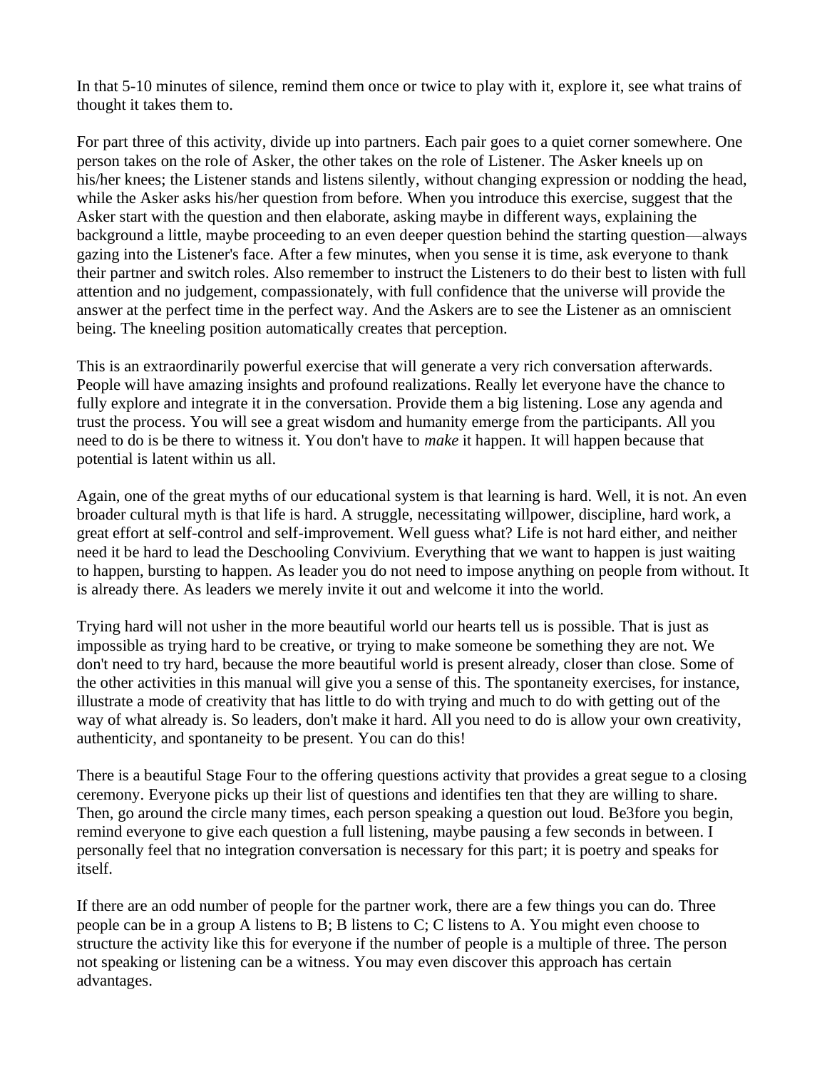In that 5-10 minutes of silence, remind them once or twice to play with it, explore it, see what trains of thought it takes them to.

For part three of this activity, divide up into partners. Each pair goes to a quiet corner somewhere. One person takes on the role of Asker, the other takes on the role of Listener. The Asker kneels up on his/her knees; the Listener stands and listens silently, without changing expression or nodding the head, while the Asker asks his/her question from before. When you introduce this exercise, suggest that the Asker start with the question and then elaborate, asking maybe in different ways, explaining the background a little, maybe proceeding to an even deeper question behind the starting question—always gazing into the Listener's face. After a few minutes, when you sense it is time, ask everyone to thank their partner and switch roles. Also remember to instruct the Listeners to do their best to listen with full attention and no judgement, compassionately, with full confidence that the universe will provide the answer at the perfect time in the perfect way. And the Askers are to see the Listener as an omniscient being. The kneeling position automatically creates that perception.

This is an extraordinarily powerful exercise that will generate a very rich conversation afterwards. People will have amazing insights and profound realizations. Really let everyone have the chance to fully explore and integrate it in the conversation. Provide them a big listening. Lose any agenda and trust the process. You will see a great wisdom and humanity emerge from the participants. All you need to do is be there to witness it. You don't have to *make* it happen. It will happen because that potential is latent within us all.

Again, one of the great myths of our educational system is that learning is hard. Well, it is not. An even broader cultural myth is that life is hard. A struggle, necessitating willpower, discipline, hard work, a great effort at self-control and self-improvement. Well guess what? Life is not hard either, and neither need it be hard to lead the Deschooling Convivium. Everything that we want to happen is just waiting to happen, bursting to happen. As leader you do not need to impose anything on people from without. It is already there. As leaders we merely invite it out and welcome it into the world.

Trying hard will not usher in the more beautiful world our hearts tell us is possible. That is just as impossible as trying hard to be creative, or trying to make someone be something they are not. We don't need to try hard, because the more beautiful world is present already, closer than close. Some of the other activities in this manual will give you a sense of this. The spontaneity exercises, for instance, illustrate a mode of creativity that has little to do with trying and much to do with getting out of the way of what already is. So leaders, don't make it hard. All you need to do is allow your own creativity, authenticity, and spontaneity to be present. You can do this!

There is a beautiful Stage Four to the offering questions activity that provides a great segue to a closing ceremony. Everyone picks up their list of questions and identifies ten that they are willing to share. Then, go around the circle many times, each person speaking a question out loud. Be3fore you begin, remind everyone to give each question a full listening, maybe pausing a few seconds in between. I personally feel that no integration conversation is necessary for this part; it is poetry and speaks for itself.

If there are an odd number of people for the partner work, there are a few things you can do. Three people can be in a group A listens to B; B listens to C; C listens to A. You might even choose to structure the activity like this for everyone if the number of people is a multiple of three. The person not speaking or listening can be a witness. You may even discover this approach has certain advantages.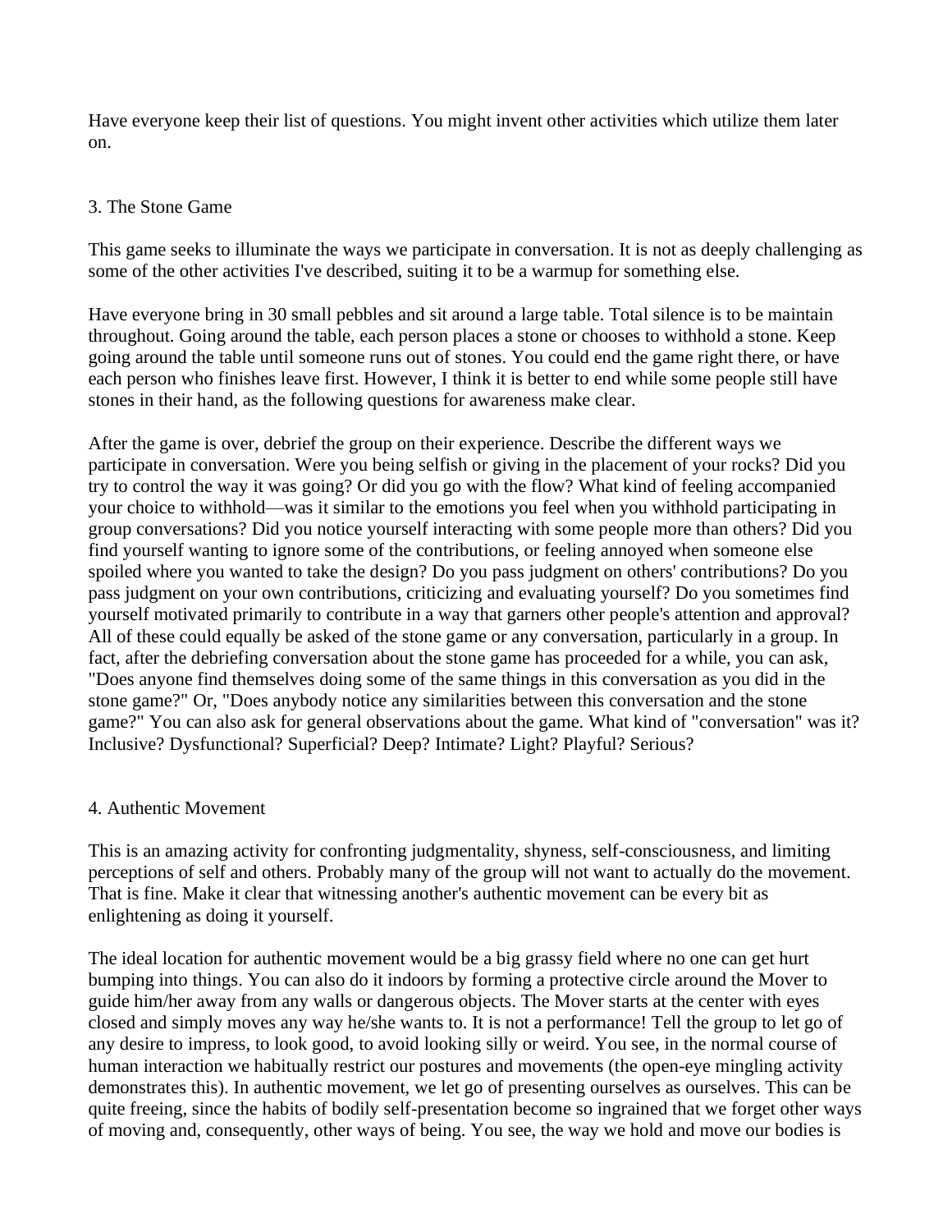Have everyone keep their list of questions. You might invent other activities which utilize them later on.

## 3. The Stone Game

This game seeks to illuminate the ways we participate in conversation. It is not as deeply challenging as some of the other activities I've described, suiting it to be a warmup for something else.

Have everyone bring in 30 small pebbles and sit around a large table. Total silence is to be maintain throughout. Going around the table, each person places a stone or chooses to withhold a stone. Keep going around the table until someone runs out of stones. You could end the game right there, or have each person who finishes leave first. However, I think it is better to end while some people still have stones in their hand, as the following questions for awareness make clear.

After the game is over, debrief the group on their experience. Describe the different ways we participate in conversation. Were you being selfish or giving in the placement of your rocks? Did you try to control the way it was going? Or did you go with the flow? What kind of feeling accompanied your choice to withhold—was it similar to the emotions you feel when you withhold participating in group conversations? Did you notice yourself interacting with some people more than others? Did you find yourself wanting to ignore some of the contributions, or feeling annoyed when someone else spoiled where you wanted to take the design? Do you pass judgment on others' contributions? Do you pass judgment on your own contributions, criticizing and evaluating yourself? Do you sometimes find yourself motivated primarily to contribute in a way that garners other people's attention and approval? All of these could equally be asked of the stone game or any conversation, particularly in a group. In fact, after the debriefing conversation about the stone game has proceeded for a while, you can ask, "Does anyone find themselves doing some of the same things in this conversation as you did in the stone game?" Or, "Does anybody notice any similarities between this conversation and the stone game?" You can also ask for general observations about the game. What kind of "conversation" was it? Inclusive? Dysfunctional? Superficial? Deep? Intimate? Light? Playful? Serious?

## 4. Authentic Movement

This is an amazing activity for confronting judgmentality, shyness, self-consciousness, and limiting perceptions of self and others. Probably many of the group will not want to actually do the movement. That is fine. Make it clear that witnessing another's authentic movement can be every bit as enlightening as doing it yourself.

The ideal location for authentic movement would be a big grassy field where no one can get hurt bumping into things. You can also do it indoors by forming a protective circle around the Mover to guide him/her away from any walls or dangerous objects. The Mover starts at the center with eyes closed and simply moves any way he/she wants to. It is not a performance! Tell the group to let go of any desire to impress, to look good, to avoid looking silly or weird. You see, in the normal course of human interaction we habitually restrict our postures and movements (the open-eye mingling activity demonstrates this). In authentic movement, we let go of presenting ourselves as ourselves. This can be quite freeing, since the habits of bodily self-presentation become so ingrained that we forget other ways of moving and, consequently, other ways of being. You see, the way we hold and move our bodies is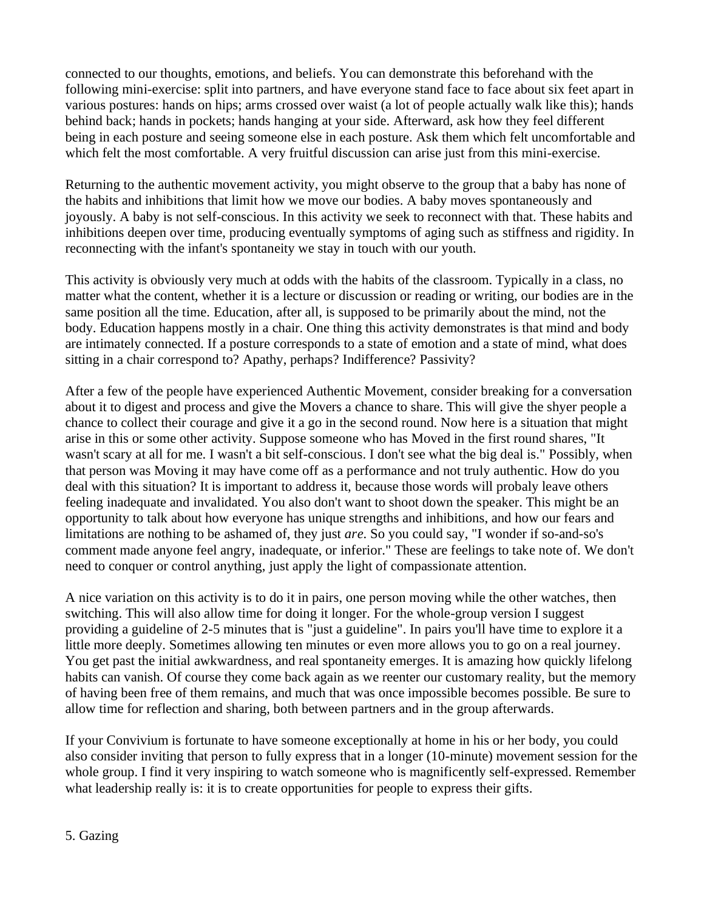connected to our thoughts, emotions, and beliefs. You can demonstrate this beforehand with the following mini-exercise: split into partners, and have everyone stand face to face about six feet apart in various postures: hands on hips; arms crossed over waist (a lot of people actually walk like this); hands behind back; hands in pockets; hands hanging at your side. Afterward, ask how they feel different being in each posture and seeing someone else in each posture. Ask them which felt uncomfortable and which felt the most comfortable. A very fruitful discussion can arise just from this mini-exercise.

Returning to the authentic movement activity, you might observe to the group that a baby has none of the habits and inhibitions that limit how we move our bodies. A baby moves spontaneously and joyously. A baby is not self-conscious. In this activity we seek to reconnect with that. These habits and inhibitions deepen over time, producing eventually symptoms of aging such as stiffness and rigidity. In reconnecting with the infant's spontaneity we stay in touch with our youth.

This activity is obviously very much at odds with the habits of the classroom. Typically in a class, no matter what the content, whether it is a lecture or discussion or reading or writing, our bodies are in the same position all the time. Education, after all, is supposed to be primarily about the mind, not the body. Education happens mostly in a chair. One thing this activity demonstrates is that mind and body are intimately connected. If a posture corresponds to a state of emotion and a state of mind, what does sitting in a chair correspond to? Apathy, perhaps? Indifference? Passivity?

After a few of the people have experienced Authentic Movement, consider breaking for a conversation about it to digest and process and give the Movers a chance to share. This will give the shyer people a chance to collect their courage and give it a go in the second round. Now here is a situation that might arise in this or some other activity. Suppose someone who has Moved in the first round shares, "It wasn't scary at all for me. I wasn't a bit self-conscious. I don't see what the big deal is." Possibly, when that person was Moving it may have come off as a performance and not truly authentic. How do you deal with this situation? It is important to address it, because those words will probaly leave others feeling inadequate and invalidated. You also don't want to shoot down the speaker. This might be an opportunity to talk about how everyone has unique strengths and inhibitions, and how our fears and limitations are nothing to be ashamed of, they just *are*. So you could say, "I wonder if so-and-so's comment made anyone feel angry, inadequate, or inferior." These are feelings to take note of. We don't need to conquer or control anything, just apply the light of compassionate attention.

A nice variation on this activity is to do it in pairs, one person moving while the other watches, then switching. This will also allow time for doing it longer. For the whole-group version I suggest providing a guideline of 2-5 minutes that is "just a guideline". In pairs you'll have time to explore it a little more deeply. Sometimes allowing ten minutes or even more allows you to go on a real journey. You get past the initial awkwardness, and real spontaneity emerges. It is amazing how quickly lifelong habits can vanish. Of course they come back again as we reenter our customary reality, but the memory of having been free of them remains, and much that was once impossible becomes possible. Be sure to allow time for reflection and sharing, both between partners and in the group afterwards.

If your Convivium is fortunate to have someone exceptionally at home in his or her body, you could also consider inviting that person to fully express that in a longer (10-minute) movement session for the whole group. I find it very inspiring to watch someone who is magnificently self-expressed. Remember what leadership really is: it is to create opportunities for people to express their gifts.

5. Gazing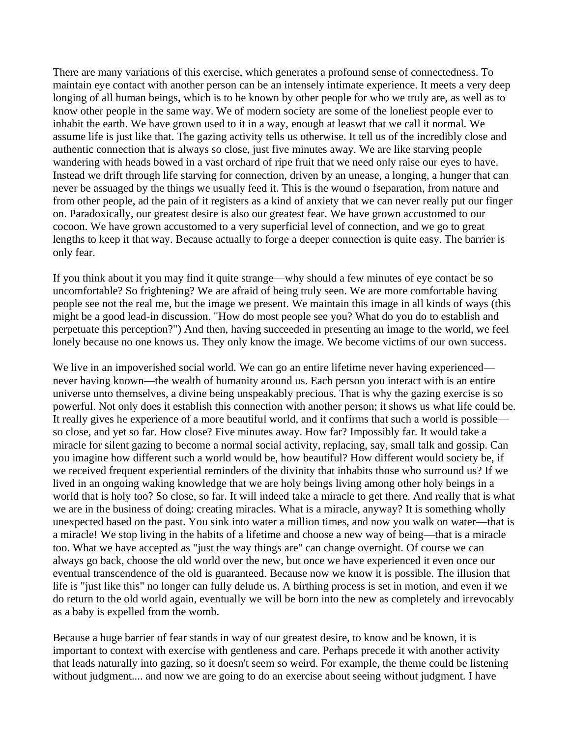There are many variations of this exercise, which generates a profound sense of connectedness. To maintain eye contact with another person can be an intensely intimate experience. It meets a very deep longing of all human beings, which is to be known by other people for who we truly are, as well as to know other people in the same way. We of modern society are some of the loneliest people ever to inhabit the earth. We have grown used to it in a way, enough at leaswt that we call it normal. We assume life is just like that. The gazing activity tells us otherwise. It tell us of the incredibly close and authentic connection that is always so close, just five minutes away. We are like starving people wandering with heads bowed in a vast orchard of ripe fruit that we need only raise our eyes to have. Instead we drift through life starving for connection, driven by an unease, a longing, a hunger that can never be assuaged by the things we usually feed it. This is the wound o fseparation, from nature and from other people, ad the pain of it registers as a kind of anxiety that we can never really put our finger on. Paradoxically, our greatest desire is also our greatest fear. We have grown accustomed to our cocoon. We have grown accustomed to a very superficial level of connection, and we go to great lengths to keep it that way. Because actually to forge a deeper connection is quite easy. The barrier is only fear.

If you think about it you may find it quite strange—why should a few minutes of eye contact be so uncomfortable? So frightening? We are afraid of being truly seen. We are more comfortable having people see not the real me, but the image we present. We maintain this image in all kinds of ways (this might be a good lead-in discussion. "How do most people see you? What do you do to establish and perpetuate this perception?") And then, having succeeded in presenting an image to the world, we feel lonely because no one knows us. They only know the image. We become victims of our own success.

We live in an impoverished social world. We can go an entire lifetime never having experienced—never having known—the wealth of humanity around us. Each person you interact with is an entire universe unto themselves, a divine being unspeakably precious. That is why the gazing exercise is so powerful. Not only does it establish this connection with another person; it shows us what life could be. It really gives he experience of a more beautiful world, and it confirms that such a world is possible—so close, and yet so far. How close? Five minutes away. How far? Impossibly far. It would take a miracle for silent gazing to become a normal social activity, replacing, say, small talk and gossip. Can you imagine how different such a world would be, how beautiful? How different would society be, if we received frequent experiential reminders of the divinity that inhabits those who surround us? If we lived in an ongoing waking knowledge that we are holy beings living among other holy beings in a world that is holy too? So close, so far. It will indeed take a miracle to get there. And really that is what we are in the business of doing: creating miracles. What is a miracle, anyway? It is something wholly unexpected based on the past. You sink into water a million times, and now you walk on water—that is a miracle! We stop living in the habits of a lifetime and choose a new way of being—that is a miracle too. What we have accepted as "just the way things are" can change overnight. Of course we can always go back, choose the old world over the new, but once we have experienced it even once our eventual transcendence of the old is guaranteed. Because now we know it is possible. The illusion that life is "just like this" no longer can fully delude us. A birthing process is set in motion, and even if we do return to the old world again, eventually we will be born into the new as completely and irrevocably as a baby is expelled from the womb.

Because a huge barrier of fear stands in way of our greatest desire, to know and be known, it is important to context with exercise with gentleness and care. Perhaps precede it with another activity that leads naturally into gazing, so it doesn't seem so weird. For example, the theme could be listening without judgment.... and now we are going to do an exercise about seeing without judgment. I have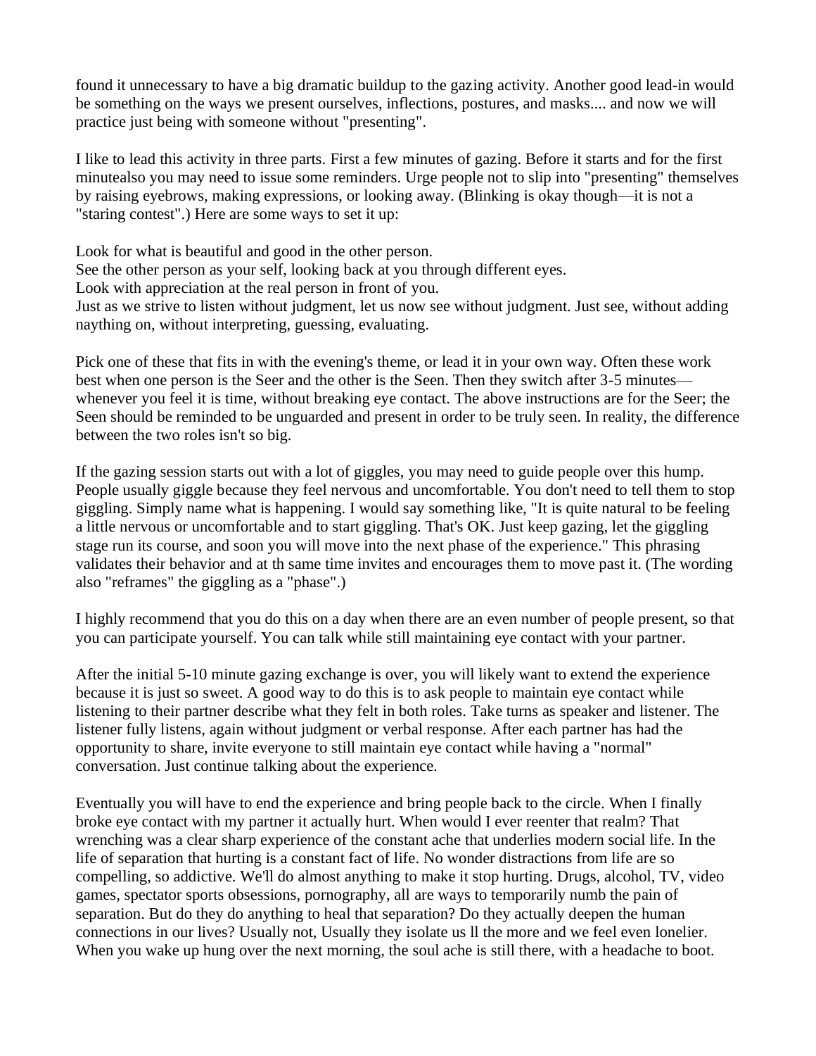found it unnecessary to have a big dramatic buildup to the gazing activity. Another good lead-in would be something on the ways we present ourselves, inflections, postures, and masks.... and now we will practice just being with someone without "presenting".

I like to lead this activity in three parts. First a few minutes of gazing. Before it starts and for the first minutealso you may need to issue some reminders. Urge people not to slip into "presenting" themselves by raising eyebrows, making expressions, or looking away. (Blinking is okay though—it is not a "staring contest".) Here are some ways to set it up:

Look for what is beautiful and good in the other person.
See the other person as your self, looking back at you through different eyes.
Look with appreciation at the real person in front of you.
Just as we strive to listen without judgment, let us now see without judgment. Just see, without adding naything on, without interpreting, guessing, evaluating.

Pick one of these that fits in with the evening's theme, or lead it in your own way. Often these work best when one person is the Seer and the other is the Seen. Then they switch after 3-5 minutes—whenever you feel it is time, without breaking eye contact. The above instructions are for the Seer; the Seen should be reminded to be unguarded and present in order to be truly seen. In reality, the difference between the two roles isn't so big.

If the gazing session starts out with a lot of giggles, you may need to guide people over this hump. People usually giggle because they feel nervous and uncomfortable. You don't need to tell them to stop giggling. Simply name what is happening. I would say something like, "It is quite natural to be feeling a little nervous or uncomfortable and to start giggling. That's OK. Just keep gazing, let the giggling stage run its course, and soon you will move into the next phase of the experience." This phrasing validates their behavior and at th same time invites and encourages them to move past it. (The wording also "reframes" the giggling as a "phase".)

I highly recommend that you do this on a day when there are an even number of people present, so that you can participate yourself. You can talk while still maintaining eye contact with your partner.

After the initial 5-10 minute gazing exchange is over, you will likely want to extend the experience because it is just so sweet. A good way to do this is to ask people to maintain eye contact while listening to their partner describe what they felt in both roles. Take turns as speaker and listener. The listener fully listens, again without judgment or verbal response. After each partner has had the opportunity to share, invite everyone to still maintain eye contact while having a "normal" conversation. Just continue talking about the experience.

Eventually you will have to end the experience and bring people back to the circle. When I finally broke eye contact with my partner it actually hurt. When would I ever reenter that realm? That wrenching was a clear sharp experience of the constant ache that underlies modern social life. In the life of separation that hurting is a constant fact of life. No wonder distractions from life are so compelling, so addictive. We'll do almost anything to make it stop hurting. Drugs, alcohol, TV, video games, spectator sports obsessions, pornography, all are ways to temporarily numb the pain of separation. But do they do anything to heal that separation? Do they actually deepen the human connections in our lives? Usually not, Usually they isolate us ll the more and we feel even lonelier. When you wake up hung over the next morning, the soul ache is still there, with a headache to boot.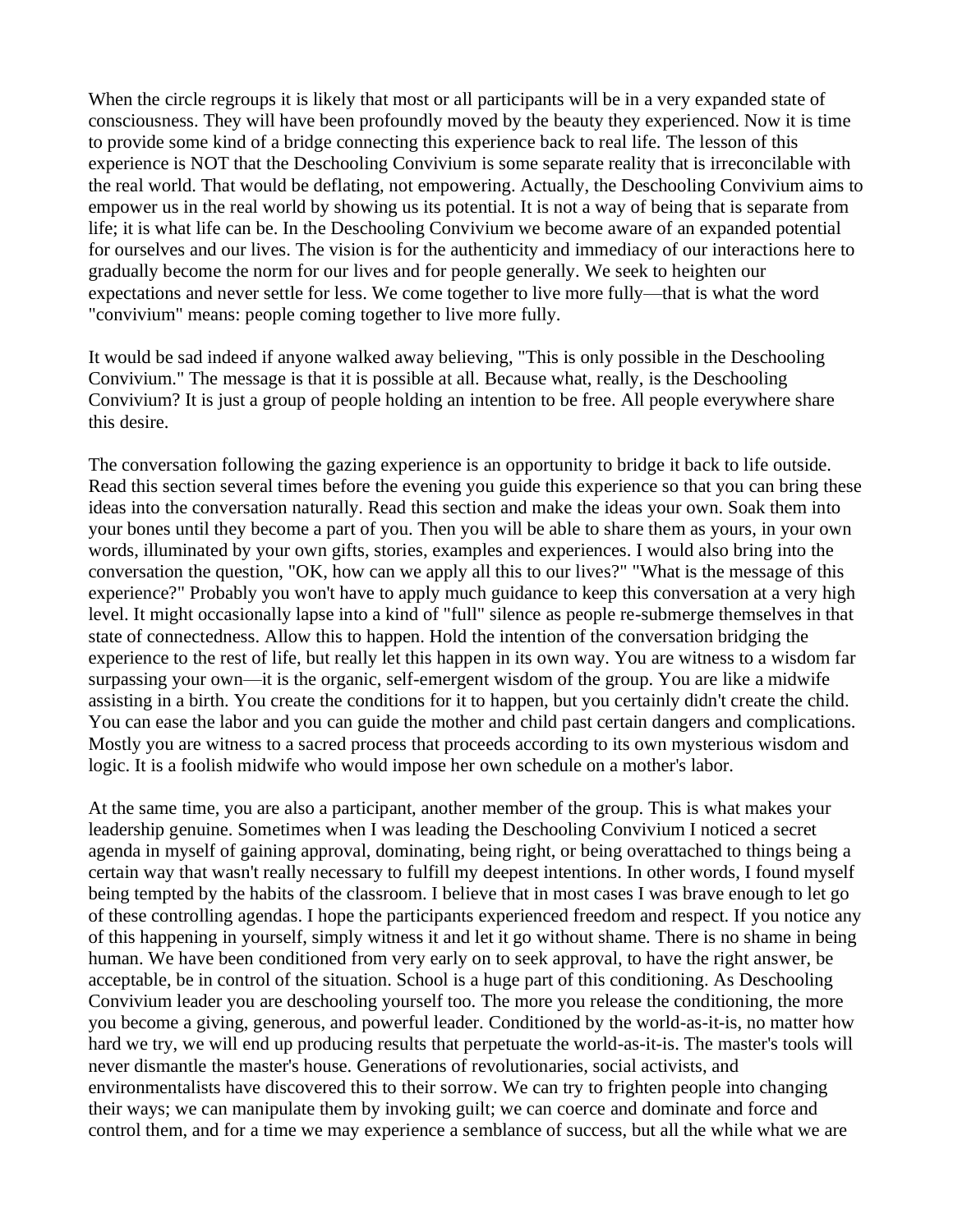When the circle regroups it is likely that most or all participants will be in a very expanded state of consciousness. They will have been profoundly moved by the beauty they experienced. Now it is time to provide some kind of a bridge connecting this experience back to real life. The lesson of this experience is NOT that the Deschooling Convivium is some separate reality that is irreconcilable with the real world. That would be deflating, not empowering. Actually, the Deschooling Convivium aims to empower us in the real world by showing us its potential. It is not a way of being that is separate from life; it is what life can be. In the Deschooling Convivium we become aware of an expanded potential for ourselves and our lives. The vision is for the authenticity and immediacy of our interactions here to gradually become the norm for our lives and for people generally. We seek to heighten our expectations and never settle for less. We come together to live more fully—that is what the word "convivium" means: people coming together to live more fully.

It would be sad indeed if anyone walked away believing, "This is only possible in the Deschooling Convivium." The message is that it is possible at all. Because what, really, is the Deschooling Convivium? It is just a group of people holding an intention to be free. All people everywhere share this desire.

The conversation following the gazing experience is an opportunity to bridge it back to life outside. Read this section several times before the evening you guide this experience so that you can bring these ideas into the conversation naturally. Read this section and make the ideas your own. Soak them into your bones until they become a part of you. Then you will be able to share them as yours, in your own words, illuminated by your own gifts, stories, examples and experiences. I would also bring into the conversation the question, "OK, how can we apply all this to our lives?" "What is the message of this experience?" Probably you won't have to apply much guidance to keep this conversation at a very high level. It might occasionally lapse into a kind of "full" silence as people re-submerge themselves in that state of connectedness. Allow this to happen. Hold the intention of the conversation bridging the experience to the rest of life, but really let this happen in its own way. You are witness to a wisdom far surpassing your own—it is the organic, self-emergent wisdom of the group. You are like a midwife assisting in a birth. You create the conditions for it to happen, but you certainly didn't create the child. You can ease the labor and you can guide the mother and child past certain dangers and complications. Mostly you are witness to a sacred process that proceeds according to its own mysterious wisdom and logic. It is a foolish midwife who would impose her own schedule on a mother's labor.

At the same time, you are also a participant, another member of the group. This is what makes your leadership genuine. Sometimes when I was leading the Deschooling Convivium I noticed a secret agenda in myself of gaining approval, dominating, being right, or being overattached to things being a certain way that wasn't really necessary to fulfill my deepest intentions. In other words, I found myself being tempted by the habits of the classroom. I believe that in most cases I was brave enough to let go of these controlling agendas. I hope the participants experienced freedom and respect. If you notice any of this happening in yourself, simply witness it and let it go without shame. There is no shame in being human. We have been conditioned from very early on to seek approval, to have the right answer, be acceptable, be in control of the situation. School is a huge part of this conditioning. As Deschooling Convivium leader you are deschooling yourself too. The more you release the conditioning, the more you become a giving, generous, and powerful leader. Conditioned by the world-as-it-is, no matter how hard we try, we will end up producing results that perpetuate the world-as-it-is. The master's tools will never dismantle the master's house. Generations of revolutionaries, social activists, and environmentalists have discovered this to their sorrow. We can try to frighten people into changing their ways; we can manipulate them by invoking guilt; we can coerce and dominate and force and control them, and for a time we may experience a semblance of success, but all the while what we are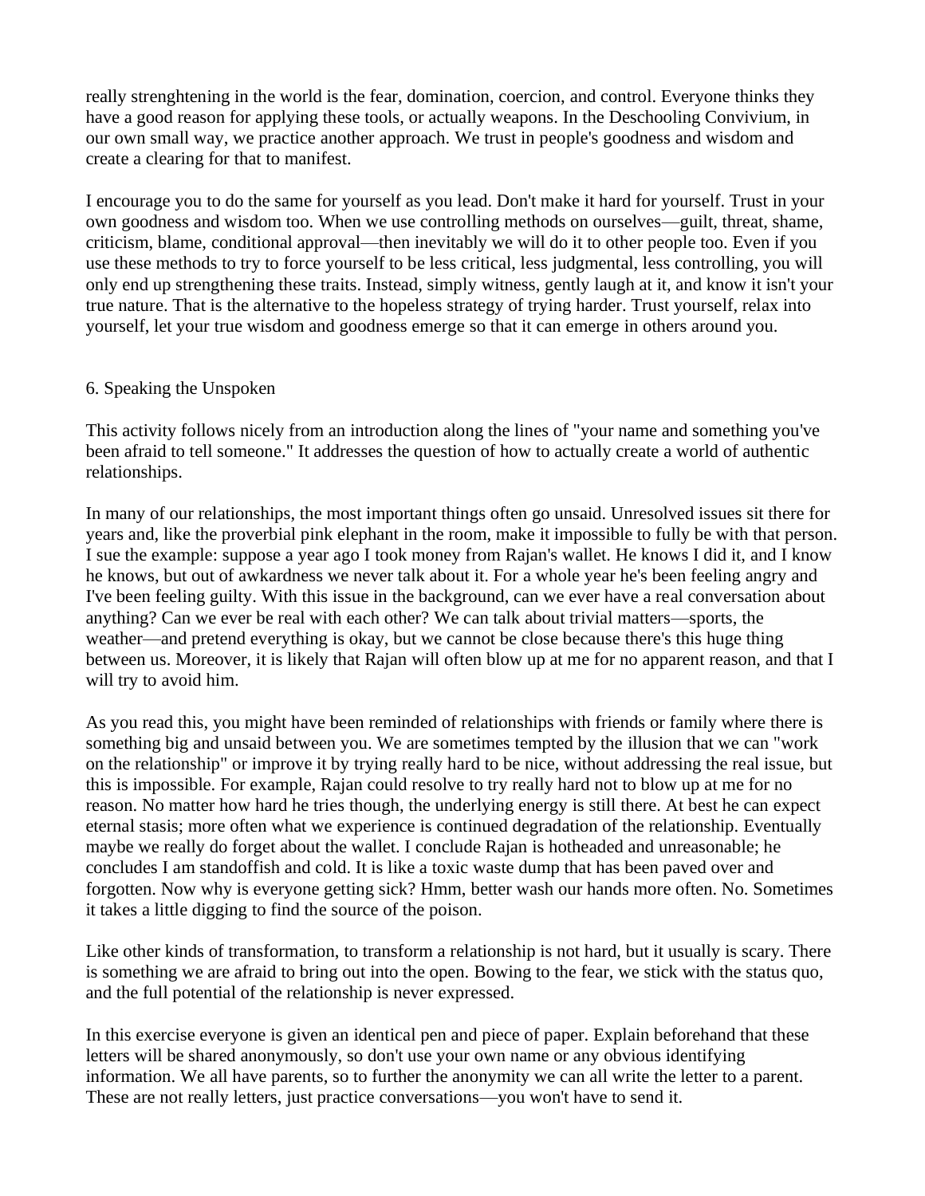really strenghtening in the world is the fear, domination, coercion, and control. Everyone thinks they have a good reason for applying these tools, or actually weapons. In the Deschooling Convivium, in our own small way, we practice another approach. We trust in people's goodness and wisdom and create a clearing for that to manifest.

I encourage you to do the same for yourself as you lead. Don't make it hard for yourself. Trust in your own goodness and wisdom too. When we use controlling methods on ourselves—guilt, threat, shame, criticism, blame, conditional approval—then inevitably we will do it to other people too. Even if you use these methods to try to force yourself to be less critical, less judgmental, less controlling, you will only end up strengthening these traits. Instead, simply witness, gently laugh at it, and know it isn't your true nature. That is the alternative to the hopeless strategy of trying harder. Trust yourself, relax into yourself, let your true wisdom and goodness emerge so that it can emerge in others around you.

## 6. Speaking the Unspoken

This activity follows nicely from an introduction along the lines of "your name and something you've been afraid to tell someone." It addresses the question of how to actually create a world of authentic relationships.

In many of our relationships, the most important things often go unsaid. Unresolved issues sit there for years and, like the proverbial pink elephant in the room, make it impossible to fully be with that person. I sue the example: suppose a year ago I took money from Rajan's wallet. He knows I did it, and I know he knows, but out of awkardness we never talk about it. For a whole year he's been feeling angry and I've been feeling guilty. With this issue in the background, can we ever have a real conversation about anything? Can we ever be real with each other? We can talk about trivial matters—sports, the weather—and pretend everything is okay, but we cannot be close because there's this huge thing between us. Moreover, it is likely that Rajan will often blow up at me for no apparent reason, and that I will try to avoid him.

As you read this, you might have been reminded of relationships with friends or family where there is something big and unsaid between you. We are sometimes tempted by the illusion that we can "work on the relationship" or improve it by trying really hard to be nice, without addressing the real issue, but this is impossible. For example, Rajan could resolve to try really hard not to blow up at me for no reason. No matter how hard he tries though, the underlying energy is still there. At best he can expect eternal stasis; more often what we experience is continued degradation of the relationship. Eventually maybe we really do forget about the wallet. I conclude Rajan is hotheaded and unreasonable; he concludes I am standoffish and cold. It is like a toxic waste dump that has been paved over and forgotten. Now why is everyone getting sick? Hmm, better wash our hands more often. No. Sometimes it takes a little digging to find the source of the poison.

Like other kinds of transformation, to transform a relationship is not hard, but it usually is scary. There is something we are afraid to bring out into the open. Bowing to the fear, we stick with the status quo, and the full potential of the relationship is never expressed.

In this exercise everyone is given an identical pen and piece of paper. Explain beforehand that these letters will be shared anonymously, so don't use your own name or any obvious identifying information. We all have parents, so to further the anonymity we can all write the letter to a parent. These are not really letters, just practice conversations—you won't have to send it.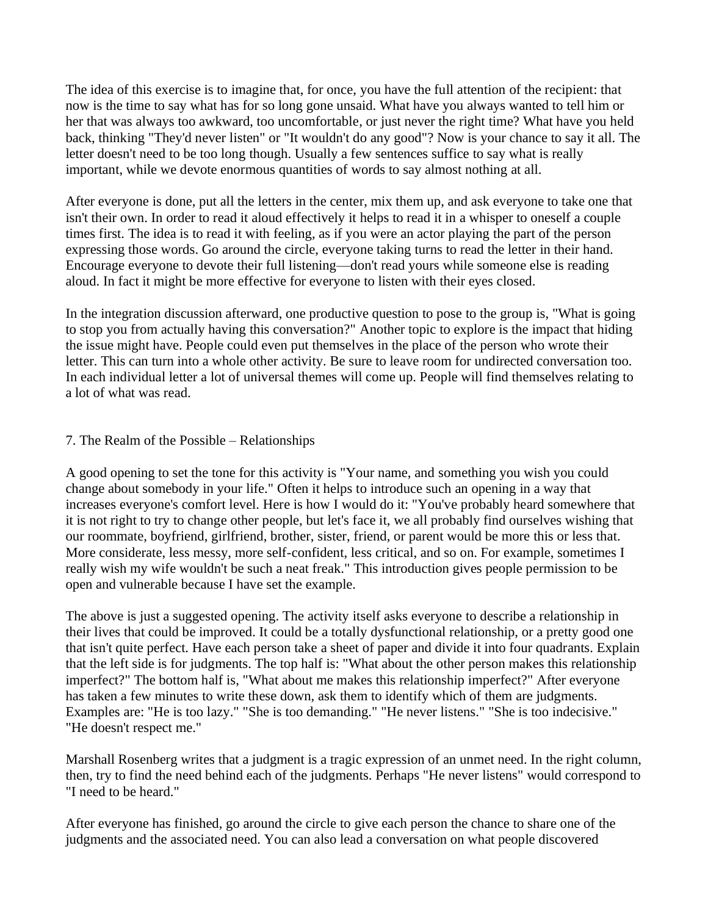The idea of this exercise is to imagine that, for once, you have the full attention of the recipient: that now is the time to say what has for so long gone unsaid. What have you always wanted to tell him or her that was always too awkward, too uncomfortable, or just never the right time? What have you held back, thinking "They'd never listen" or "It wouldn't do any good"? Now is your chance to say it all. The letter doesn't need to be too long though. Usually a few sentences suffice to say what is really important, while we devote enormous quantities of words to say almost nothing at all.

After everyone is done, put all the letters in the center, mix them up, and ask everyone to take one that isn't their own. In order to read it aloud effectively it helps to read it in a whisper to oneself a couple times first. The idea is to read it with feeling, as if you were an actor playing the part of the person expressing those words. Go around the circle, everyone taking turns to read the letter in their hand. Encourage everyone to devote their full listening—don't read yours while someone else is reading aloud. In fact it might be more effective for everyone to listen with their eyes closed.

In the integration discussion afterward, one productive question to pose to the group is, "What is going to stop you from actually having this conversation?" Another topic to explore is the impact that hiding the issue might have. People could even put themselves in the place of the person who wrote their letter. This can turn into a whole other activity. Be sure to leave room for undirected conversation too. In each individual letter a lot of universal themes will come up. People will find themselves relating to a lot of what was read.

## 7. The Realm of the Possible – Relationships

A good opening to set the tone for this activity is "Your name, and something you wish you could change about somebody in your life." Often it helps to introduce such an opening in a way that increases everyone's comfort level. Here is how I would do it: "You've probably heard somewhere that it is not right to try to change other people, but let's face it, we all probably find ourselves wishing that our roommate, boyfriend, girlfriend, brother, sister, friend, or parent would be more this or less that. More considerate, less messy, more self-confident, less critical, and so on. For example, sometimes I really wish my wife wouldn't be such a neat freak." This introduction gives people permission to be open and vulnerable because I have set the example.

The above is just a suggested opening. The activity itself asks everyone to describe a relationship in their lives that could be improved. It could be a totally dysfunctional relationship, or a pretty good one that isn't quite perfect. Have each person take a sheet of paper and divide it into four quadrants. Explain that the left side is for judgments. The top half is: "What about the other person makes this relationship imperfect?" The bottom half is, "What about me makes this relationship imperfect?" After everyone has taken a few minutes to write these down, ask them to identify which of them are judgments. Examples are: "He is too lazy." "She is too demanding." "He never listens." "She is too indecisive." "He doesn't respect me."

Marshall Rosenberg writes that a judgment is a tragic expression of an unmet need. In the right column, then, try to find the need behind each of the judgments. Perhaps "He never listens" would correspond to "I need to be heard."

After everyone has finished, go around the circle to give each person the chance to share one of the judgments and the associated need. You can also lead a conversation on what people discovered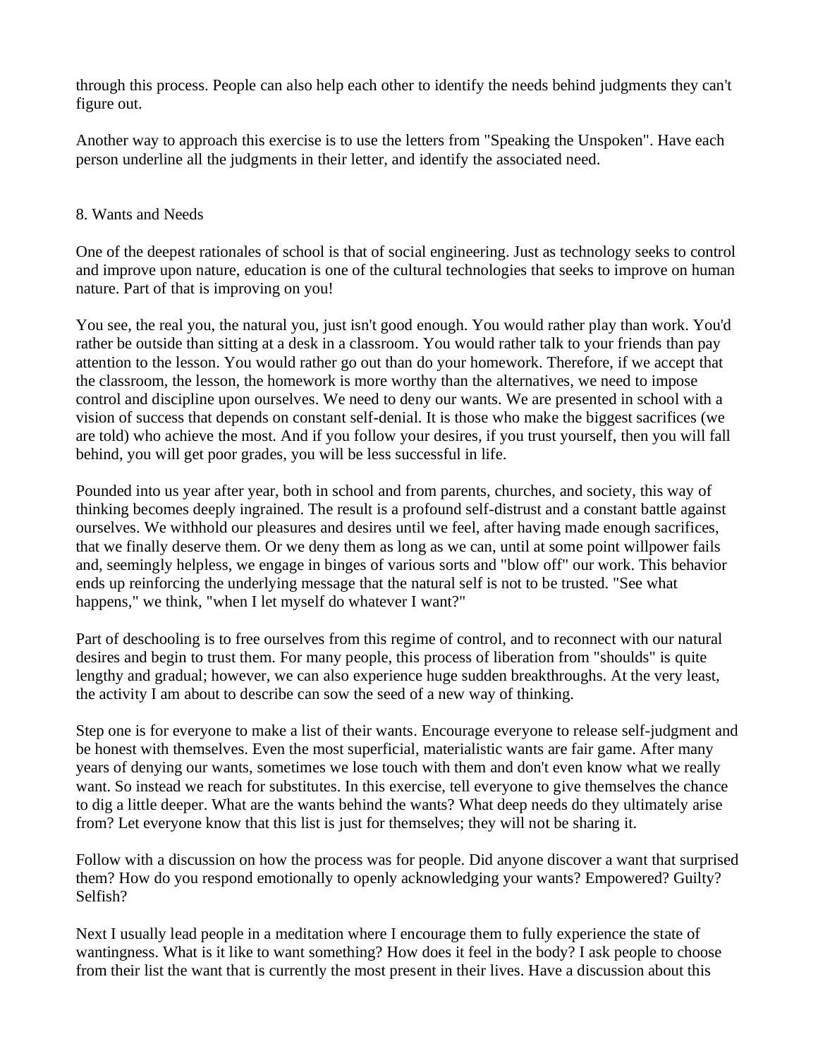through this process. People can also help each other to identify the needs behind judgments they can't figure out.

Another way to approach this exercise is to use the letters from "Speaking the Unspoken". Have each person underline all the judgments in their letter, and identify the associated need.

## 8. Wants and Needs

One of the deepest rationales of school is that of social engineering. Just as technology seeks to control and improve upon nature, education is one of the cultural technologies that seeks to improve on human nature. Part of that is improving on you!

You see, the real you, the natural you, just isn't good enough. You would rather play than work. You'd rather be outside than sitting at a desk in a classroom. You would rather talk to your friends than pay attention to the lesson. You would rather go out than do your homework. Therefore, if we accept that the classroom, the lesson, the homework is more worthy than the alternatives, we need to impose control and discipline upon ourselves. We need to deny our wants. We are presented in school with a vision of success that depends on constant self-denial. It is those who make the biggest sacrifices (we are told) who achieve the most. And if you follow your desires, if you trust yourself, then you will fall behind, you will get poor grades, you will be less successful in life.

Pounded into us year after year, both in school and from parents, churches, and society, this way of thinking becomes deeply ingrained. The result is a profound self-distrust and a constant battle against ourselves. We withhold our pleasures and desires until we feel, after having made enough sacrifices, that we finally deserve them. Or we deny them as long as we can, until at some point willpower fails and, seemingly helpless, we engage in binges of various sorts and "blow off" our work. This behavior ends up reinforcing the underlying message that the natural self is not to be trusted. "See what happens," we think, "when I let myself do whatever I want?"

Part of deschooling is to free ourselves from this regime of control, and to reconnect with our natural desires and begin to trust them. For many people, this process of liberation from "shoulds" is quite lengthy and gradual; however, we can also experience huge sudden breakthroughs. At the very least, the activity I am about to describe can sow the seed of a new way of thinking.

Step one is for everyone to make a list of their wants. Encourage everyone to release self-judgment and be honest with themselves. Even the most superficial, materialistic wants are fair game. After many years of denying our wants, sometimes we lose touch with them and don't even know what we really want. So instead we reach for substitutes. In this exercise, tell everyone to give themselves the chance to dig a little deeper. What are the wants behind the wants? What deep needs do they ultimately arise from? Let everyone know that this list is just for themselves; they will not be sharing it.

Follow with a discussion on how the process was for people. Did anyone discover a want that surprised them? How do you respond emotionally to openly acknowledging your wants? Empowered? Guilty? Selfish?

Next I usually lead people in a meditation where I encourage them to fully experience the state of wantingness. What is it like to want something? How does it feel in the body? I ask people to choose from their list the want that is currently the most present in their lives. Have a discussion about this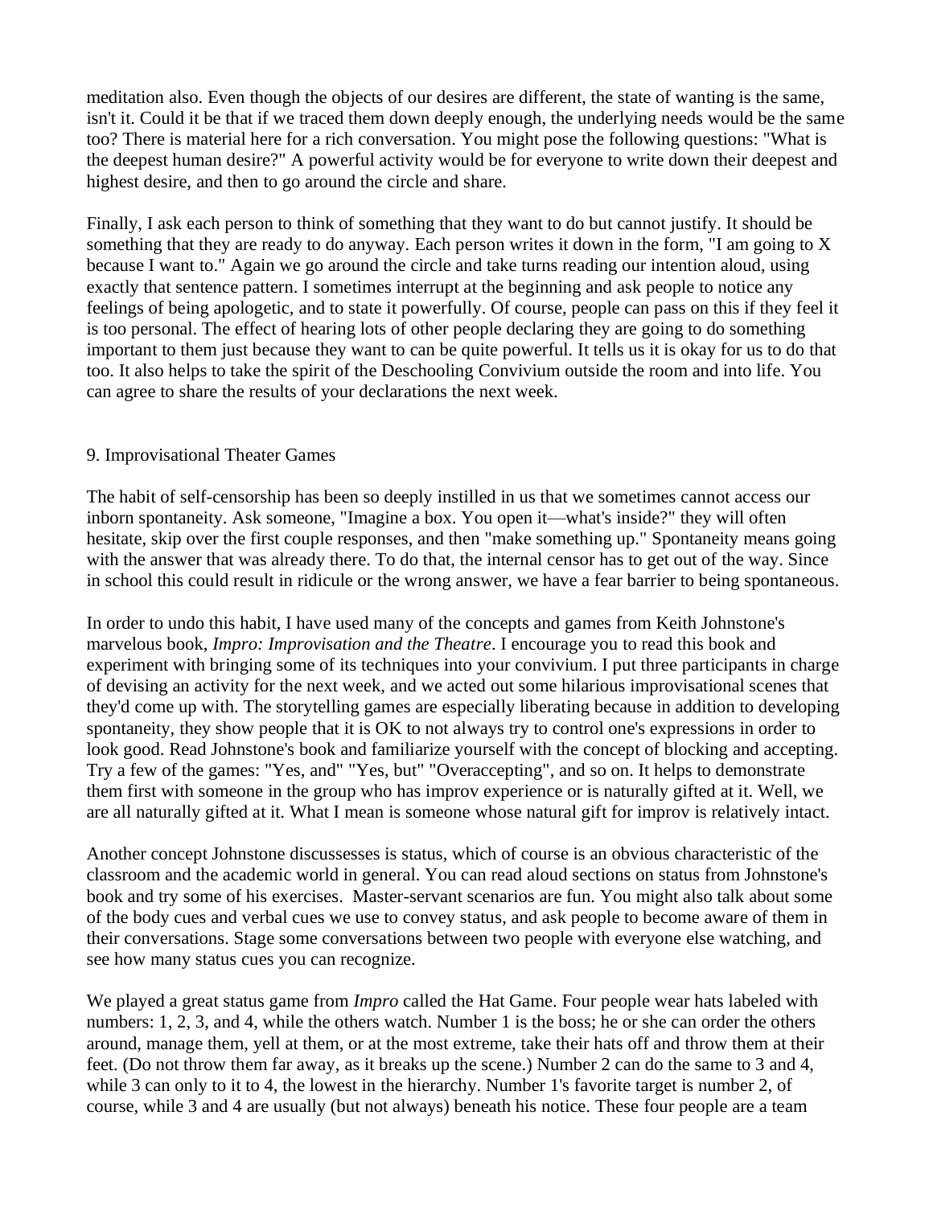meditation also. Even though the objects of our desires are different, the state of wanting is the same, isn't it. Could it be that if we traced them down deeply enough, the underlying needs would be the same too? There is material here for a rich conversation. You might pose the following questions: "What is the deepest human desire?" A powerful activity would be for everyone to write down their deepest and highest desire, and then to go around the circle and share.

Finally, I ask each person to think of something that they want to do but cannot justify. It should be something that they are ready to do anyway. Each person writes it down in the form, "I am going to X because I want to." Again we go around the circle and take turns reading our intention aloud, using exactly that sentence pattern. I sometimes interrupt at the beginning and ask people to notice any feelings of being apologetic, and to state it powerfully. Of course, people can pass on this if they feel it is too personal. The effect of hearing lots of other people declaring they are going to do something important to them just because they want to can be quite powerful. It tells us it is okay for us to do that too. It also helps to take the spirit of the Deschooling Convivium outside the room and into life. You can agree to share the results of your declarations the next week.

## 9. Improvisational Theater Games

The habit of self-censorship has been so deeply instilled in us that we sometimes cannot access our inborn spontaneity. Ask someone, "Imagine a box. You open it—what's inside?" they will often hesitate, skip over the first couple responses, and then "make something up." Spontaneity means going with the answer that was already there. To do that, the internal censor has to get out of the way. Since in school this could result in ridicule or the wrong answer, we have a fear barrier to being spontaneous.

In order to undo this habit, I have used many of the concepts and games from Keith Johnstone's marvelous book, *Impro: Improvisation and the Theatre*. I encourage you to read this book and experiment with bringing some of its techniques into your convivium. I put three participants in charge of devising an activity for the next week, and we acted out some hilarious improvisational scenes that they'd come up with. The storytelling games are especially liberating because in addition to developing spontaneity, they show people that it is OK to not always try to control one's expressions in order to look good. Read Johnstone's book and familiarize yourself with the concept of blocking and accepting. Try a few of the games: "Yes, and" "Yes, but" "Overaccepting", and so on. It helps to demonstrate them first with someone in the group who has improv experience or is naturally gifted at it. Well, we are all naturally gifted at it. What I mean is someone whose natural gift for improv is relatively intact.

Another concept Johnstone discussesses is status, which of course is an obvious characteristic of the classroom and the academic world in general. You can read aloud sections on status from Johnstone's book and try some of his exercises. Master-servant scenarios are fun. You might also talk about some of the body cues and verbal cues we use to convey status, and ask people to become aware of them in their conversations. Stage some conversations between two people with everyone else watching, and see how many status cues you can recognize.

We played a great status game from *Impro* called the Hat Game. Four people wear hats labeled with numbers: 1, 2, 3, and 4, while the others watch. Number 1 is the boss; he or she can order the others around, manage them, yell at them, or at the most extreme, take their hats off and throw them at their feet. (Do not throw them far away, as it breaks up the scene.) Number 2 can do the same to 3 and 4, while 3 can only to it to 4, the lowest in the hierarchy. Number 1's favorite target is number 2, of course, while 3 and 4 are usually (but not always) beneath his notice. These four people are a team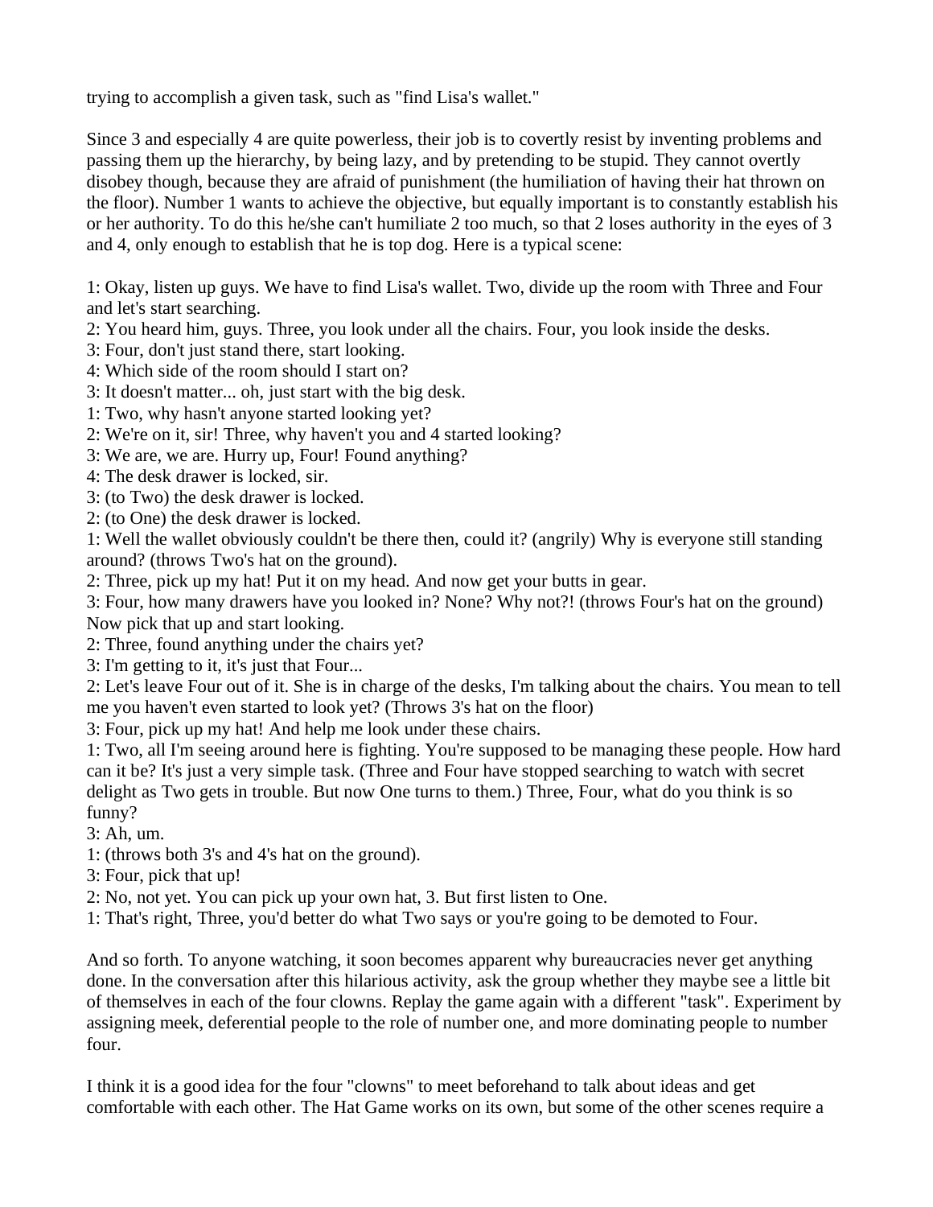trying to accomplish a given task, such as "find Lisa's wallet."

Since 3 and especially 4 are quite powerless, their job is to covertly resist by inventing problems and passing them up the hierarchy, by being lazy, and by pretending to be stupid. They cannot overtly disobey though, because they are afraid of punishment (the humiliation of having their hat thrown on the floor). Number 1 wants to achieve the objective, but equally important is to constantly establish his or her authority. To do this he/she can't humiliate 2 too much, so that 2 loses authority in the eyes of 3 and 4, only enough to establish that he is top dog. Here is a typical scene:

1: Okay, listen up guys. We have to find Lisa's wallet. Two, divide up the room with Three and Four and let's start searching.
2: You heard him, guys. Three, you look under all the chairs. Four, you look inside the desks.
3: Four, don't just stand there, start looking.
4: Which side of the room should I start on?
3: It doesn't matter... oh, just start with the big desk.
1: Two, why hasn't anyone started looking yet?
2: We're on it, sir! Three, why haven't you and 4 started looking?
3: We are, we are. Hurry up, Four! Found anything?
4: The desk drawer is locked, sir.
3: (to Two) the desk drawer is locked.
2: (to One) the desk drawer is locked.
1: Well the wallet obviously couldn't be there then, could it? (angrily) Why is everyone still standing around? (throws Two's hat on the ground).
2: Three, pick up my hat! Put it on my head. And now get your butts in gear.
3: Four, how many drawers have you looked in? None? Why not?! (throws Four's hat on the ground) Now pick that up and start looking.
2: Three, found anything under the chairs yet?
3: I'm getting to it, it's just that Four...
2: Let's leave Four out of it. She is in charge of the desks, I'm talking about the chairs. You mean to tell me you haven't even started to look yet? (Throws 3's hat on the floor)
3: Four, pick up my hat! And help me look under these chairs.
1: Two, all I'm seeing around here is fighting. You're supposed to be managing these people. How hard can it be? It's just a very simple task. (Three and Four have stopped searching to watch with secret delight as Two gets in trouble. But now One turns to them.) Three, Four, what do you think is so funny?
3: Ah, um.
1: (throws both 3's and 4's hat on the ground).
3: Four, pick that up!
2: No, not yet. You can pick up your own hat, 3. But first listen to One.
1: That's right, Three, you'd better do what Two says or you're going to be demoted to Four.

And so forth. To anyone watching, it soon becomes apparent why bureaucracies never get anything done. In the conversation after this hilarious activity, ask the group whether they maybe see a little bit of themselves in each of the four clowns. Replay the game again with a different "task". Experiment by assigning meek, deferential people to the role of number one, and more dominating people to number four.

I think it is a good idea for the four "clowns" to meet beforehand to talk about ideas and get comfortable with each other. The Hat Game works on its own, but some of the other scenes require a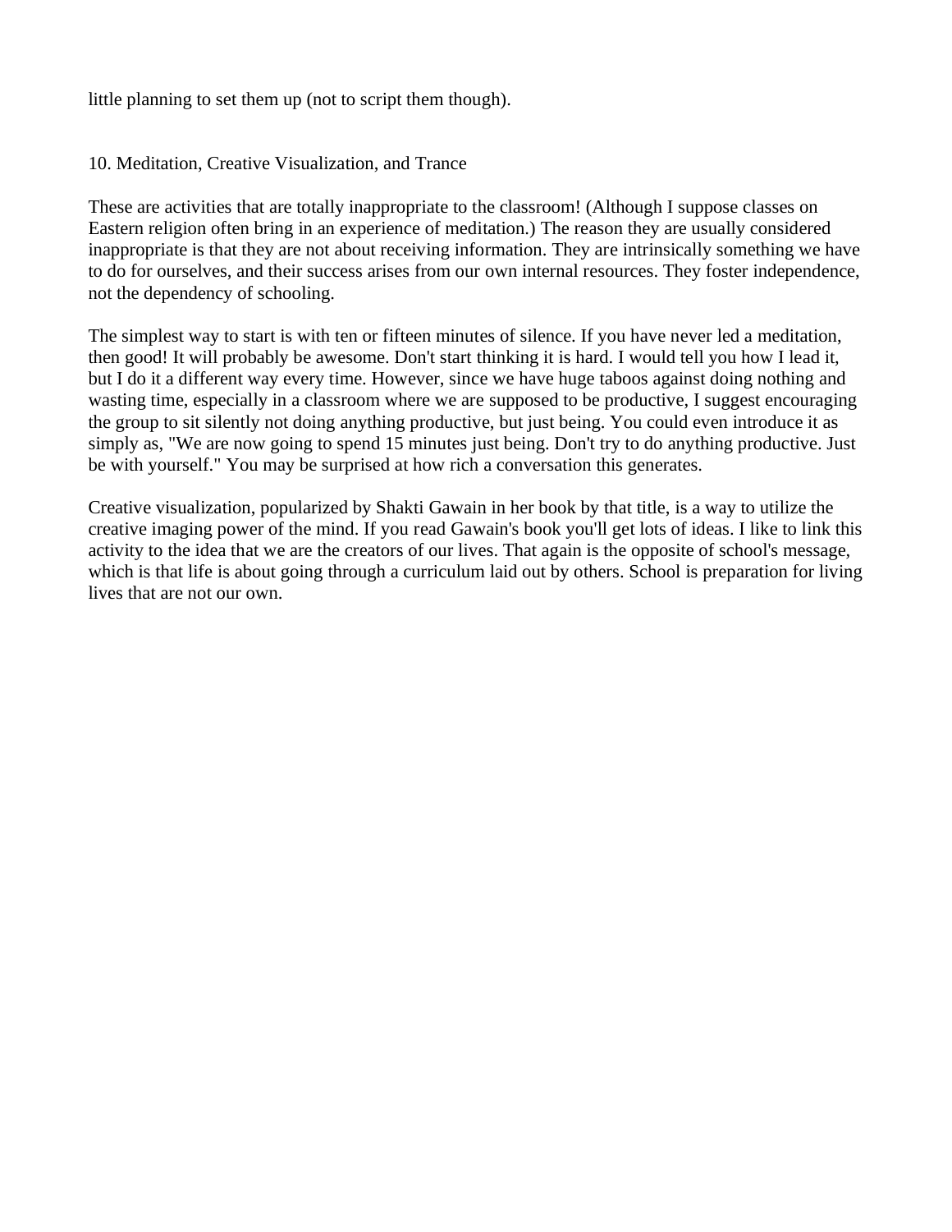little planning to set them up (not to script them though).

## 10. Meditation, Creative Visualization, and Trance

These are activities that are totally inappropriate to the classroom! (Although I suppose classes on Eastern religion often bring in an experience of meditation.) The reason they are usually considered inappropriate is that they are not about receiving information. They are intrinsically something we have to do for ourselves, and their success arises from our own internal resources. They foster independence, not the dependency of schooling.

The simplest way to start is with ten or fifteen minutes of silence. If you have never led a meditation, then good! It will probably be awesome. Don't start thinking it is hard. I would tell you how I lead it, but I do it a different way every time. However, since we have huge taboos against doing nothing and wasting time, especially in a classroom where we are supposed to be productive, I suggest encouraging the group to sit silently not doing anything productive, but just being. You could even introduce it as simply as, "We are now going to spend 15 minutes just being. Don't try to do anything productive. Just be with yourself." You may be surprised at how rich a conversation this generates.

Creative visualization, popularized by Shakti Gawain in her book by that title, is a way to utilize the creative imaging power of the mind. If you read Gawain's book you'll get lots of ideas. I like to link this activity to the idea that we are the creators of our lives. That again is the opposite of school's message, which is that life is about going through a curriculum laid out by others. School is preparation for living lives that are not our own.